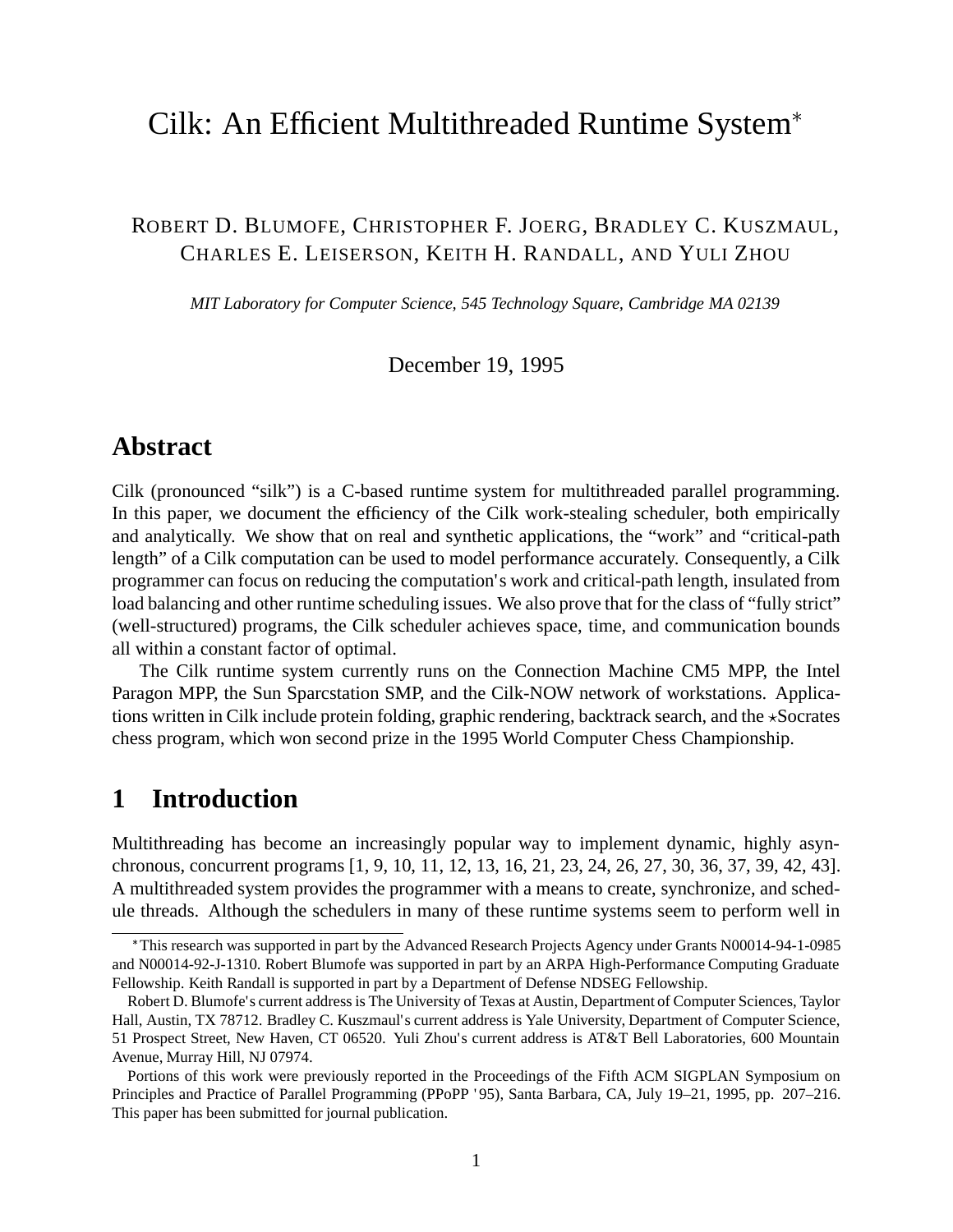# Cilk: An Efficient Multithreaded Runtime System*

ROBERT D. BLUMOFE, CHRISTOPHER F. JOERG, BRADLEY C. KUSZMAUL, CHARLES E. LEISERSON, KEITH H. RANDALL, AND YULI ZHOU

*MIT Laboratory for Computer Science, 545 Technology Square, Cambridge MA 02139*

December 19, 1995

## Abstract

Cilk (pronounced "silk") is a C-based runtime system for multithreaded parallel programming. In this paper, we document the efficiency of the Cilk work-stealing scheduler, both empirically and analytically. We show that on real and synthetic applications, the "work" and "critical-path length" of a Cilk computation can be used to model performance accurately. Consequently, a Cilk programmer can focus on reducing the computation's work and critical-path length, insulated from load balancing and other runtime scheduling issues. We also prove that for the class of "fully strict" (well-structured) programs, the Cilk scheduler achieves space, time, and communication bounds all within a constant factor of optimal.

The Cilk runtime system currently runs on the Connection Machine CM5 MPP, the Intel Paragon MPP, the Sun Sparcstation SMP, and the Cilk-NOW network of workstations. Applications written in Cilk include protein folding, graphic rendering, backtrack search, and the ⋆Socrates chess program, which won second prize in the 1995 World Computer Chess Championship.

## 1 Introduction

Multithreading has become an increasingly popular way to implement dynamic, highly asynchronous, concurrent programs [1, 9, 10, 11, 12, 13, 16, 21, 23, 24, 26, 27, 30, 36, 37, 39, 42, 43]. A multithreaded system provides the programmer with a means to create, synchronize, and schedule threads. Although the schedulers in many of these runtime systems seem to perform well in

---

*This research was supported in part by the Advanced Research Projects Agency under Grants N00014-94-1-0985 and N00014-92-J-1310. Robert Blumofe was supported in part by an ARPA High-Performance Computing Graduate Fellowship. Keith Randall is supported in part by a Department of Defense NDSEG Fellowship.

Robert D. Blumofe's current address is The University of Texas at Austin, Department of Computer Sciences, Taylor Hall, Austin, TX 78712. Bradley C. Kuszmaul's current address is Yale University, Department of Computer Science, 51 Prospect Street, New Haven, CT 06520. Yuli Zhou's current address is AT&T Bell Laboratories, 600 Mountain Avenue, Murray Hill, NJ 07974.

Portions of this work were previously reported in the Proceedings of the Fifth ACM SIGPLAN Symposium on Principles and Practice of Parallel Programming (PPoPP '95), Santa Barbara, CA, July 19–21, 1995, pp. 207–216. This paper has been submitted for journal publication.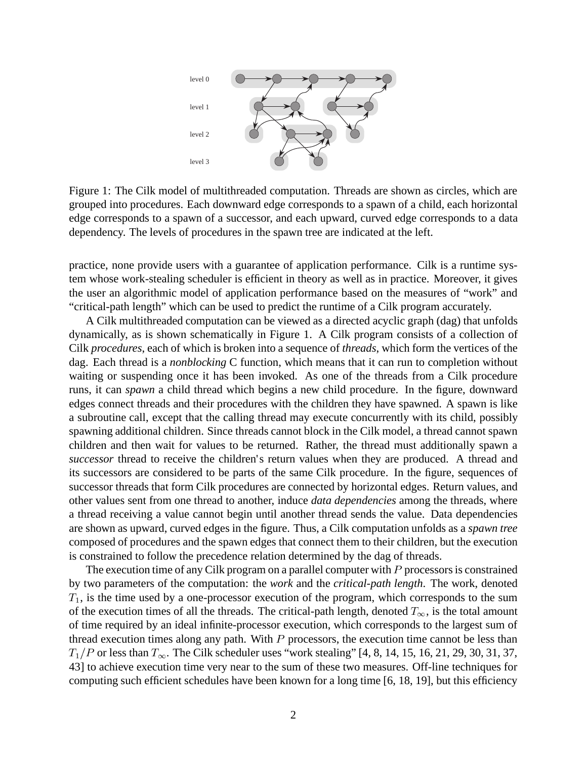level 0

level 1

level 2

level 3

Figure 1: The Cilk model of multithreaded computation. Threads are shown as circles, which are grouped into procedures. Each downward edge corresponds to a spawn of a child, each horizontal edge corresponds to a spawn of a successor, and each upward, curved edge corresponds to a data dependency. The levels of procedures in the spawn tree are indicated at the left.

practice, none provide users with a guarantee of application performance. Cilk is a runtime system whose work-stealing scheduler is efficient in theory as well as in practice. Moreover, it gives the user an algorithmic model of application performance based on the measures of "work" and "critical-path length" which can be used to predict the runtime of a Cilk program accurately.

A Cilk multithreaded computation can be viewed as a directed acyclic graph (dag) that unfolds dynamically, as is shown schematically in Figure 1. A Cilk program consists of a collection of Cilk *procedures*, each of which is broken into a sequence of *threads*, which form the vertices of the dag. Each thread is a *nonblocking* C function, which means that it can run to completion without waiting or suspending once it has been invoked. As one of the threads from a Cilk procedure runs, it can *spawn* a child thread which begins a new child procedure. In the figure, downward edges connect threads and their procedures with the children they have spawned. A spawn is like a subroutine call, except that the calling thread may execute concurrently with its child, possibly spawning additional children. Since threads cannot block in the Cilk model, a thread cannot spawn children and then wait for values to be returned. Rather, the thread must additionally spawn a *successor* thread to receive the children's return values when they are produced. A thread and its successors are considered to be parts of the same Cilk procedure. In the figure, sequences of successor threads that form Cilk procedures are connected by horizontal edges. Return values, and other values sent from one thread to another, induce *data dependencies* among the threads, where a thread receiving a value cannot begin until another thread sends the value. Data dependencies are shown as upward, curved edges in the figure. Thus, a Cilk computation unfolds as a *spawn tree* composed of procedures and the spawn edges that connect them to their children, but the execution is constrained to follow the precedence relation determined by the dag of threads.

The execution time of any Cilk program on a parallel computer with $P$ processors is constrained by two parameters of the computation: the *work* and the *critical-path length*. The work, denoted $T_1$, is the time used by a one-processor execution of the program, which corresponds to the sum of the execution times of all the threads. The critical-path length, denoted $T_\infty$, is the total amount of time required by an ideal infinite-processor execution, which corresponds to the largest sum of thread execution times along any path. With $P$ processors, the execution time cannot be less than $T_1/P$ or less than $T_\infty$. The Cilk scheduler uses "work stealing" [4, 8, 14, 15, 16, 21, 29, 30, 31, 37, 43] to achieve execution time very near to the sum of these two measures. Off-line techniques for computing such efficient schedules have been known for a long time [6, 18, 19], but this efficiency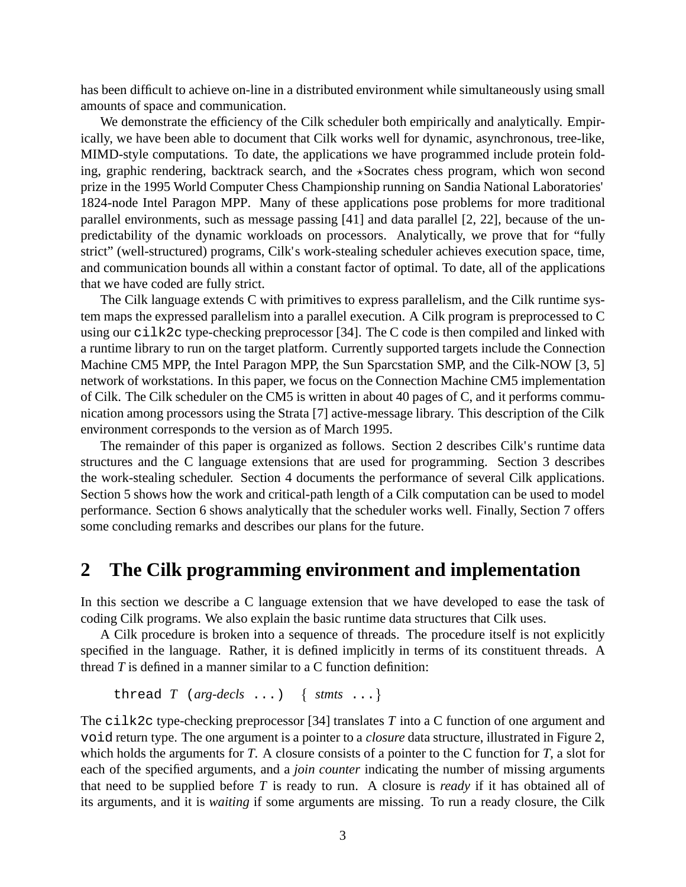has been difficult to achieve on-line in a distributed environment while simultaneously using small amounts of space and communication.

We demonstrate the efficiency of the Cilk scheduler both empirically and analytically. Empirically, we have been able to document that Cilk works well for dynamic, asynchronous, tree-like, MIMD-style computations. To date, the applications we have programmed include protein folding, graphic rendering, backtrack search, and the $\star$Socrates chess program, which won second prize in the 1995 World Computer Chess Championship running on Sandia National Laboratories' 1824-node Intel Paragon MPP. Many of these applications pose problems for more traditional parallel environments, such as message passing [41] and data parallel [2, 22], because of the unpredictability of the dynamic workloads on processors. Analytically, we prove that for "fully strict" (well-structured) programs, Cilk's work-stealing scheduler achieves execution space, time, and communication bounds all within a constant factor of optimal. To date, all of the applications that we have coded are fully strict.

The Cilk language extends C with primitives to express parallelism, and the Cilk runtime system maps the expressed parallelism into a parallel execution. A Cilk program is preprocessed to C using our `cilk2c` type-checking preprocessor [34]. The C code is then compiled and linked with a runtime library to run on the target platform. Currently supported targets include the Connection Machine CM5 MPP, the Intel Paragon MPP, the Sun Sparcstation SMP, and the Cilk-NOW [3, 5] network of workstations. In this paper, we focus on the Connection Machine CM5 implementation of Cilk. The Cilk scheduler on the CM5 is written in about 40 pages of C, and it performs communication among processors using the Strata [7] active-message library. This description of the Cilk environment corresponds to the version as of March 1995.

The remainder of this paper is organized as follows. Section 2 describes Cilk's runtime data structures and the C language extensions that are used for programming. Section 3 describes the work-stealing scheduler. Section 4 documents the performance of several Cilk applications. Section 5 shows how the work and critical-path length of a Cilk computation can be used to model performance. Section 6 shows analytically that the scheduler works well. Finally, Section 7 offers some concluding remarks and describes our plans for the future.

## 2 The Cilk programming environment and implementation

In this section we describe a C language extension that we have developed to ease the task of coding Cilk programs. We also explain the basic runtime data structures that Cilk uses.

A Cilk procedure is broken into a sequence of threads. The procedure itself is not explicitly specified in the language. Rather, it is defined implicitly in terms of its constituent threads. A thread *T* is defined in a manner similar to a C function definition:

```
thread T (arg-decls ...) { stmts ...}
```

The `cilk2c` type-checking preprocessor [34] translates *T* into a C function of one argument and `void` return type. The one argument is a pointer to a *closure* data structure, illustrated in Figure 2, which holds the arguments for *T*. A closure consists of a pointer to the C function for *T*, a slot for each of the specified arguments, and a *join counter* indicating the number of missing arguments that need to be supplied before *T* is ready to run. A closure is *ready* if it has obtained all of its arguments, and it is *waiting* if some arguments are missing. To run a ready closure, the Cilk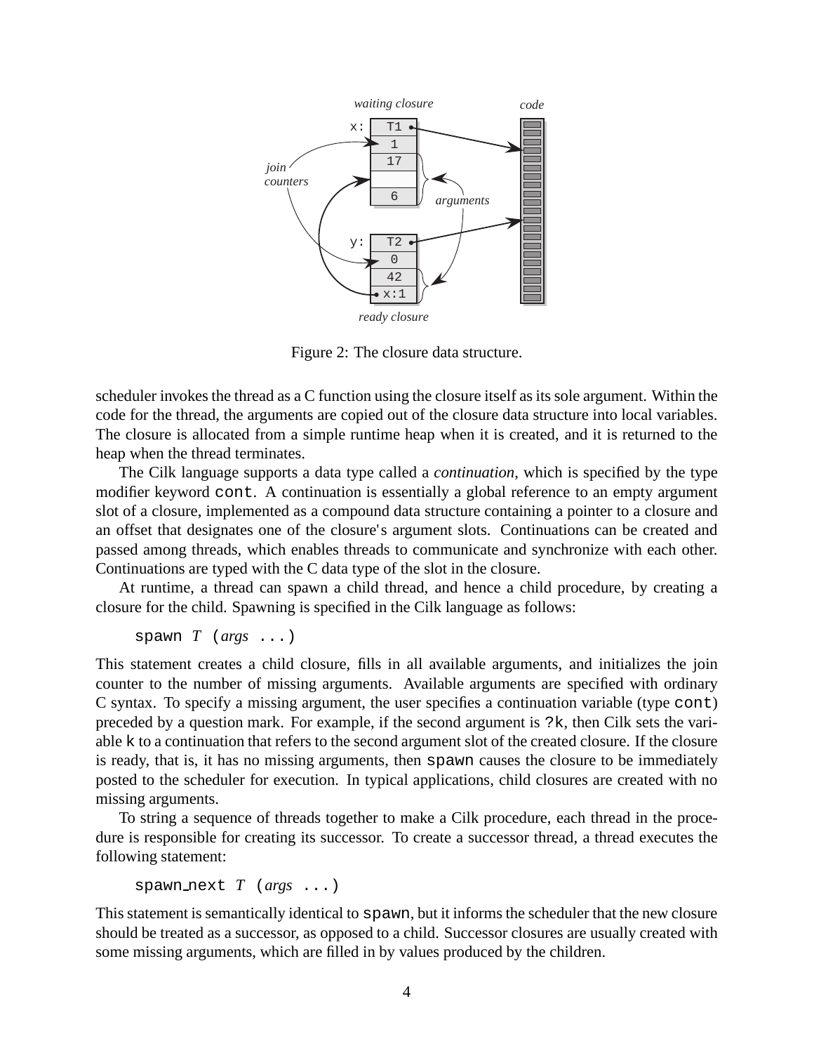Figure 2: The closure data structure.

scheduler invokes the thread as a C function using the closure itself as its sole argument. Within the code for the thread, the arguments are copied out of the closure data structure into local variables. The closure is allocated from a simple runtime heap when it is created, and it is returned to the heap when the thread terminates.

The Cilk language supports a data type called a *continuation*, which is specified by the type modifier keyword `cont`. A continuation is essentially a global reference to an empty argument slot of a closure, implemented as a compound data structure containing a pointer to a closure and an offset that designates one of the closure's argument slots. Continuations can be created and passed among threads, which enables threads to communicate and synchronize with each other. Continuations are typed with the C data type of the slot in the closure.

At runtime, a thread can spawn a child thread, and hence a child procedure, by creating a closure for the child. Spawning is specified in the Cilk language as follows:

```
spawn T (args ...)
```

This statement creates a child closure, fills in all available arguments, and initializes the join counter to the number of missing arguments. Available arguments are specified with ordinary C syntax. To specify a missing argument, the user specifies a continuation variable (type `cont`) preceded by a question mark. For example, if the second argument is `?k`, then Cilk sets the variable `k` to a continuation that refers to the second argument slot of the created closure. If the closure is ready, that is, it has no missing arguments, then `spawn` causes the closure to be immediately posted to the scheduler for execution. In typical applications, child closures are created with no missing arguments.

To string a sequence of threads together to make a Cilk procedure, each thread in the procedure is responsible for creating its successor. To create a successor thread, a thread executes the following statement:

```
spawn_next T (args ...)
```

This statement is semantically identical to `spawn`, but it informs the scheduler that the new closure should be treated as a successor, as opposed to a child. Successor closures are usually created with some missing arguments, which are filled in by values produced by the children.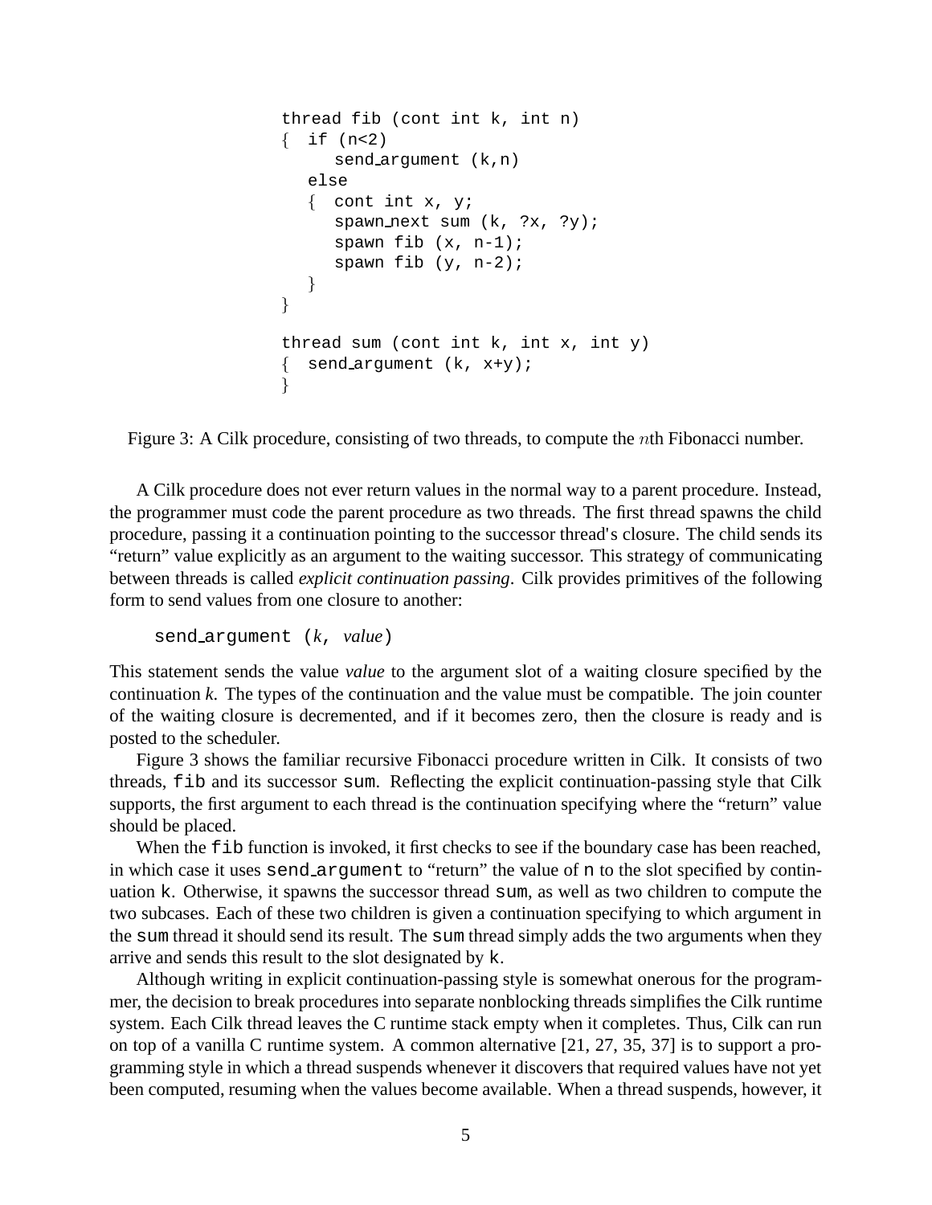```
thread fib (cont int k, int n)
{  if (n<2)
      send_argument (k,n)
   else
   {  cont int x, y;
      spawn_next sum (k, ?x, ?y);
      spawn fib (x, n-1);
      spawn fib (y, n-2);
   }
}

thread sum (cont int k, int x, int y)
{  send_argument (k, x+y);
}
```

Figure 3: A Cilk procedure, consisting of two threads, to compute the $n$th Fibonacci number.

A Cilk procedure does not ever return values in the normal way to a parent procedure. Instead, the programmer must code the parent procedure as two threads. The first thread spawns the child procedure, passing it a continuation pointing to the successor thread's closure. The child sends its "return" value explicitly as an argument to the waiting successor. This strategy of communicating between threads is called *explicit continuation passing*. Cilk provides primitives of the following form to send values from one closure to another:

`send_argument (`*k*`,` *value*`)`

This statement sends the value *value* to the argument slot of a waiting closure specified by the continuation *k*. The types of the continuation and the value must be compatible. The join counter of the waiting closure is decremented, and if it becomes zero, then the closure is ready and is posted to the scheduler.

Figure 3 shows the familiar recursive Fibonacci procedure written in Cilk. It consists of two threads, `fib` and its successor `sum`. Reflecting the explicit continuation-passing style that Cilk supports, the first argument to each thread is the continuation specifying where the "return" value should be placed.

When the `fib` function is invoked, it first checks to see if the boundary case has been reached, in which case it uses `send_argument` to "return" the value of `n` to the slot specified by continuation `k`. Otherwise, it spawns the successor thread `sum`, as well as two children to compute the two subcases. Each of these two children is given a continuation specifying to which argument in the `sum` thread it should send its result. The `sum` thread simply adds the two arguments when they arrive and sends this result to the slot designated by `k`.

Although writing in explicit continuation-passing style is somewhat onerous for the programmer, the decision to break procedures into separate nonblocking threads simplifies the Cilk runtime system. Each Cilk thread leaves the C runtime stack empty when it completes. Thus, Cilk can run on top of a vanilla C runtime system. A common alternative [21, 27, 35, 37] is to support a programming style in which a thread suspends whenever it discovers that required values have not yet been computed, resuming when the values become available. When a thread suspends, however, it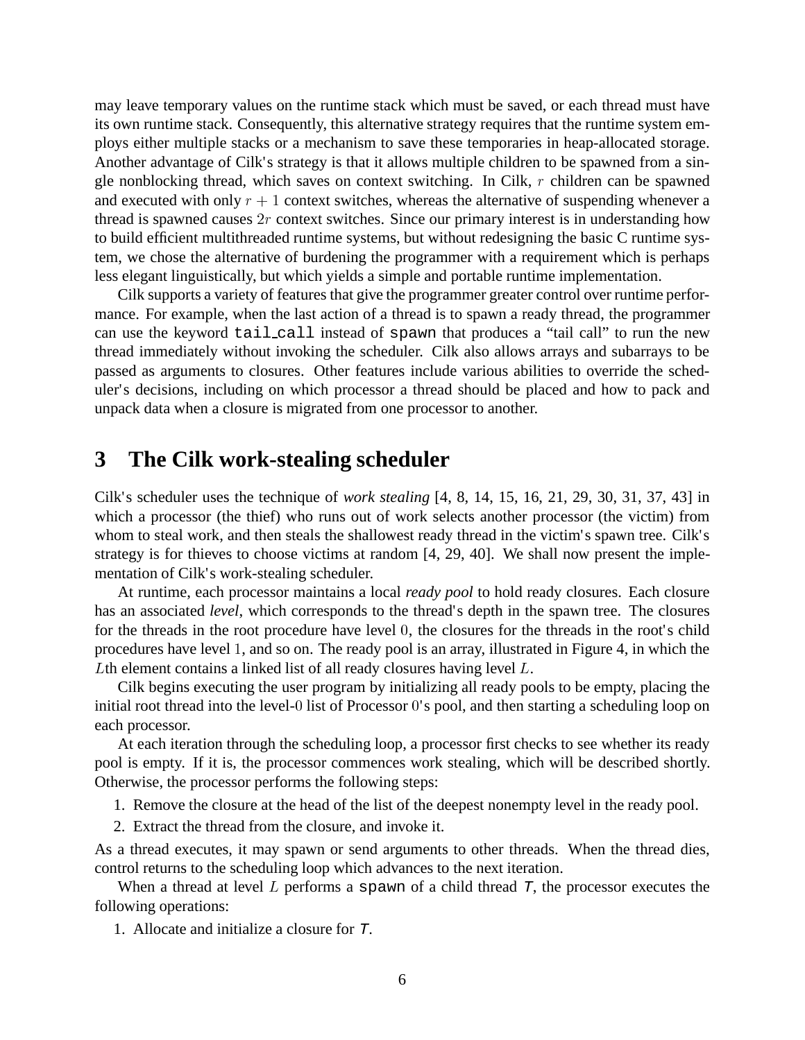may leave temporary values on the runtime stack which must be saved, or each thread must have its own runtime stack. Consequently, this alternative strategy requires that the runtime system employs either multiple stacks or a mechanism to save these temporaries in heap-allocated storage. Another advantage of Cilk's strategy is that it allows multiple children to be spawned from a single nonblocking thread, which saves on context switching. In Cilk, $r$ children can be spawned and executed with only $r + 1$ context switches, whereas the alternative of suspending whenever a thread is spawned causes $2r$ context switches. Since our primary interest is in understanding how to build efficient multithreaded runtime systems, but without redesigning the basic C runtime system, we chose the alternative of burdening the programmer with a requirement which is perhaps less elegant linguistically, but which yields a simple and portable runtime implementation.

Cilk supports a variety of features that give the programmer greater control over runtime performance. For example, when the last action of a thread is to spawn a ready thread, the programmer can use the keyword `tail_call` instead of `spawn` that produces a "tail call" to run the new thread immediately without invoking the scheduler. Cilk also allows arrays and subarrays to be passed as arguments to closures. Other features include various abilities to override the scheduler's decisions, including on which processor a thread should be placed and how to pack and unpack data when a closure is migrated from one processor to another.

# 3 The Cilk work-stealing scheduler

Cilk's scheduler uses the technique of *work stealing* [4, 8, 14, 15, 16, 21, 29, 30, 31, 37, 43] in which a processor (the thief) who runs out of work selects another processor (the victim) from whom to steal work, and then steals the shallowest ready thread in the victim's spawn tree. Cilk's strategy is for thieves to choose victims at random [4, 29, 40]. We shall now present the implementation of Cilk's work-stealing scheduler.

At runtime, each processor maintains a local *ready pool* to hold ready closures. Each closure has an associated *level*, which corresponds to the thread's depth in the spawn tree. The closures for the threads in the root procedure have level $0$, the closures for the threads in the root's child procedures have level $1$, and so on. The ready pool is an array, illustrated in Figure 4, in which the $L$th element contains a linked list of all ready closures having level $L$.

Cilk begins executing the user program by initializing all ready pools to be empty, placing the initial root thread into the level-$0$ list of Processor $0$'s pool, and then starting a scheduling loop on each processor.

At each iteration through the scheduling loop, a processor first checks to see whether its ready pool is empty. If it is, the processor commences work stealing, which will be described shortly. Otherwise, the processor performs the following steps:

1. Remove the closure at the head of the list of the deepest nonempty level in the ready pool.
2. Extract the thread from the closure, and invoke it.

As a thread executes, it may spawn or send arguments to other threads. When the thread dies, control returns to the scheduling loop which advances to the next iteration.

When a thread at level $L$ performs a `spawn` of a child thread *T*, the processor executes the following operations:

1. Allocate and initialize a closure for *T*.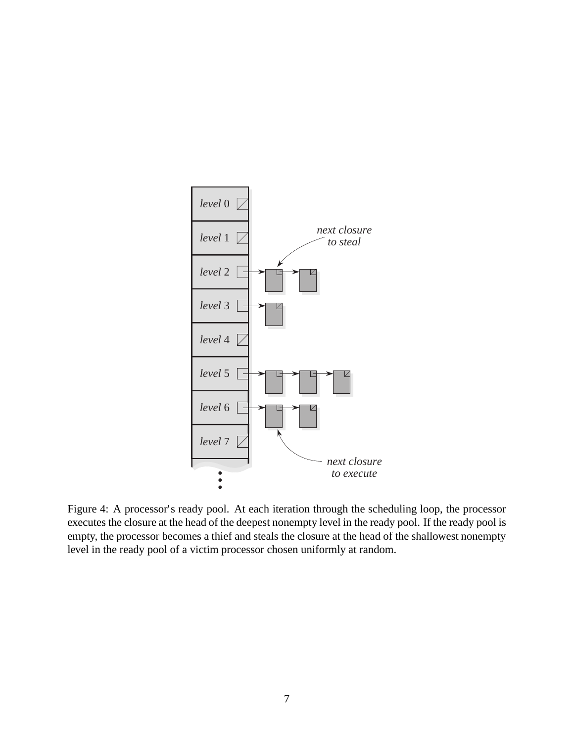Figure 4: A processor's ready pool. At each iteration through the scheduling loop, the processor executes the closure at the head of the deepest nonempty level in the ready pool. If the ready pool is empty, the processor becomes a thief and steals the closure at the head of the shallowest nonempty level in the ready pool of a victim processor chosen uniformly at random.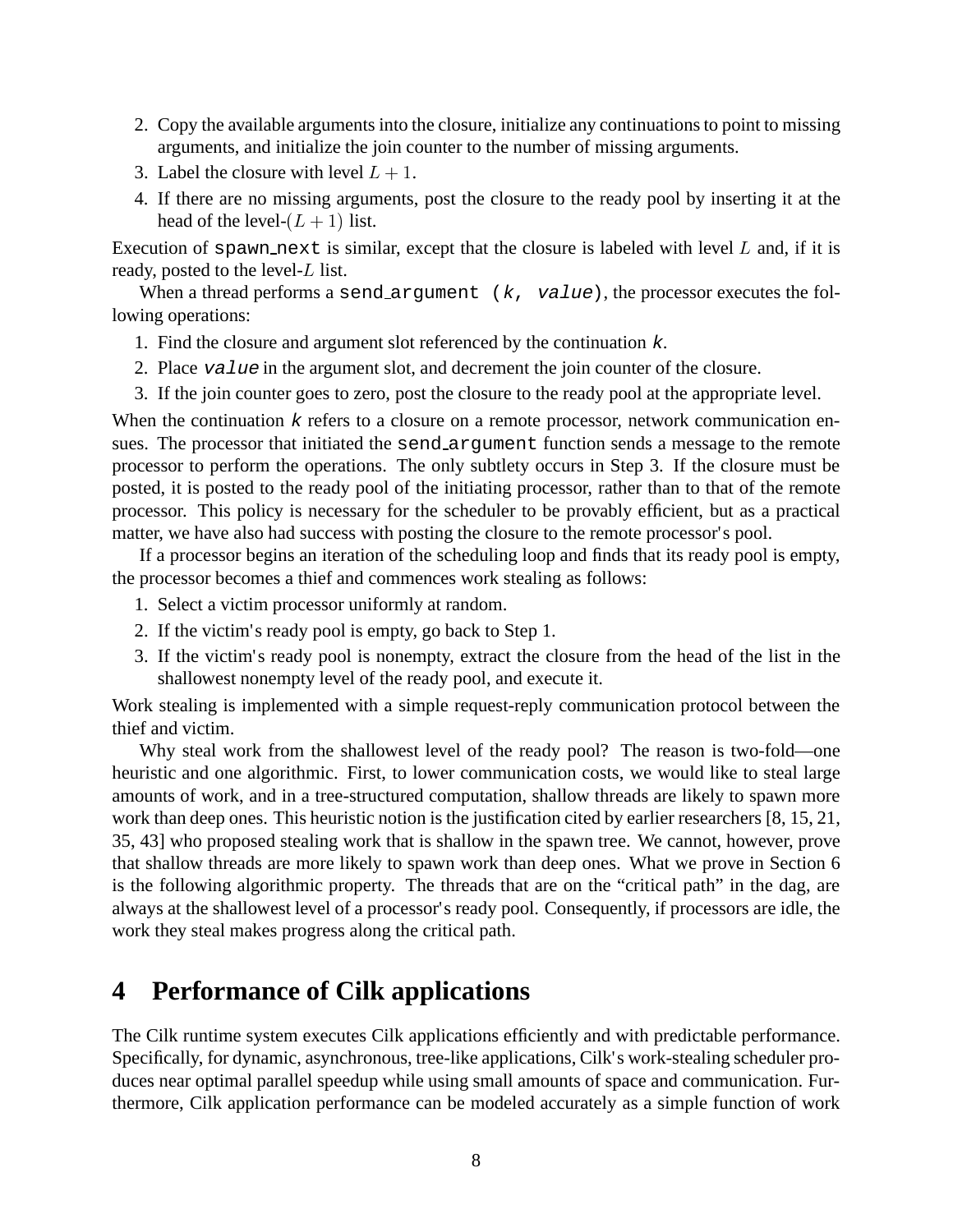2. Copy the available arguments into the closure, initialize any continuations to point to missing arguments, and initialize the join counter to the number of missing arguments.
3. Label the closure with level $L + 1$.
4. If there are no missing arguments, post the closure to the ready pool by inserting it at the head of the level-$(L + 1)$ list.

Execution of `spawn_next` is similar, except that the closure is labeled with level $L$ and, if it is ready, posted to the level-$L$ list.

When a thread performs a `send_argument (k, value)`, the processor executes the following operations:

1. Find the closure and argument slot referenced by the continuation `k`.
2. Place `value` in the argument slot, and decrement the join counter of the closure.
3. If the join counter goes to zero, post the closure to the ready pool at the appropriate level.

When the continuation `k` refers to a closure on a remote processor, network communication ensues. The processor that initiated the `send_argument` function sends a message to the remote processor to perform the operations. The only subtlety occurs in Step 3. If the closure must be posted, it is posted to the ready pool of the initiating processor, rather than to that of the remote processor. This policy is necessary for the scheduler to be provably efficient, but as a practical matter, we have also had success with posting the closure to the remote processor's pool.

If a processor begins an iteration of the scheduling loop and finds that its ready pool is empty, the processor becomes a thief and commences work stealing as follows:

1. Select a victim processor uniformly at random.
2. If the victim's ready pool is empty, go back to Step 1.
3. If the victim's ready pool is nonempty, extract the closure from the head of the list in the shallowest nonempty level of the ready pool, and execute it.

Work stealing is implemented with a simple request-reply communication protocol between the thief and victim.

Why steal work from the shallowest level of the ready pool? The reason is two-fold—one heuristic and one algorithmic. First, to lower communication costs, we would like to steal large amounts of work, and in a tree-structured computation, shallow threads are likely to spawn more work than deep ones. This heuristic notion is the justification cited by earlier researchers [8, 15, 21, 35, 43] who proposed stealing work that is shallow in the spawn tree. We cannot, however, prove that shallow threads are more likely to spawn work than deep ones. What we prove in Section 6 is the following algorithmic property. The threads that are on the "critical path" in the dag, are always at the shallowest level of a processor's ready pool. Consequently, if processors are idle, the work they steal makes progress along the critical path.

# 4 Performance of Cilk applications

The Cilk runtime system executes Cilk applications efficiently and with predictable performance. Specifically, for dynamic, asynchronous, tree-like applications, Cilk's work-stealing scheduler produces near optimal parallel speedup while using small amounts of space and communication. Furthermore, Cilk application performance can be modeled accurately as a simple function of work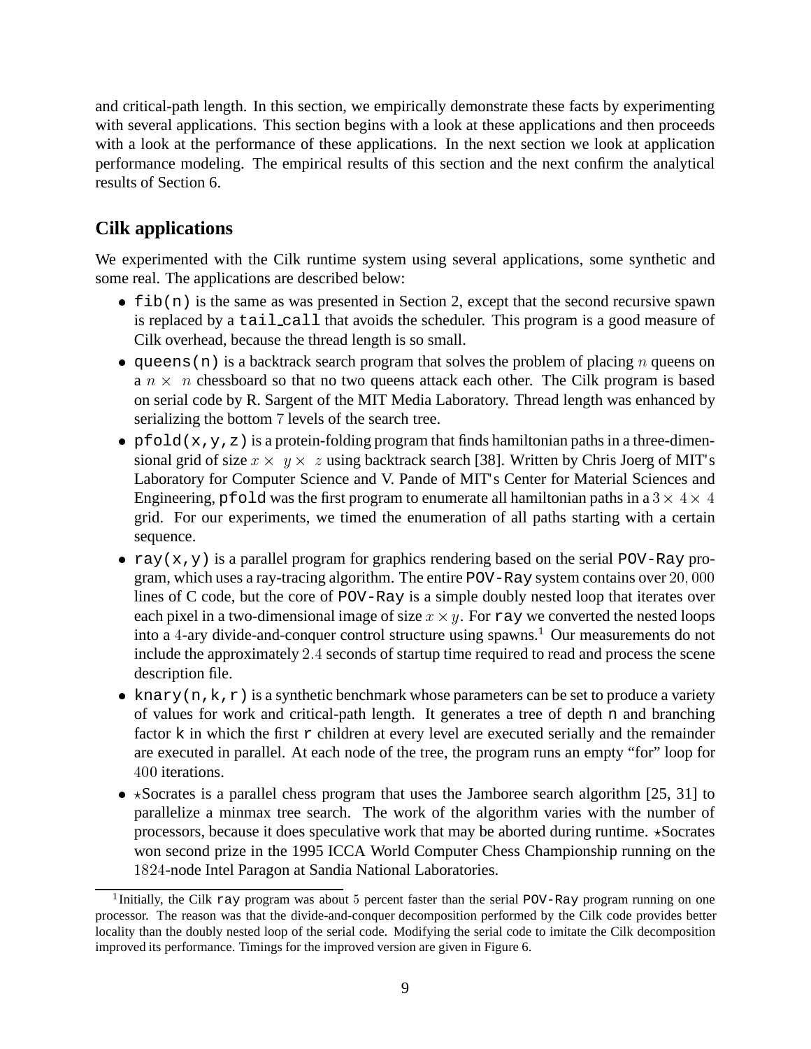and critical-path length. In this section, we empirically demonstrate these facts by experimenting with several applications. This section begins with a look at these applications and then proceeds with a look at the performance of these applications. In the next section we look at application performance modeling. The empirical results of this section and the next confirm the analytical results of Section 6.

## Cilk applications

We experimented with the Cilk runtime system using several applications, some synthetic and some real. The applications are described below:

- `fib(n)` is the same as was presented in Section 2, except that the second recursive spawn is replaced by a `tail_call` that avoids the scheduler. This program is a good measure of Cilk overhead, because the thread length is so small.
- `queens(n)` is a backtrack search program that solves the problem of placing $n$ queens on a $n \times n$ chessboard so that no two queens attack each other. The Cilk program is based on serial code by R. Sargent of the MIT Media Laboratory. Thread length was enhanced by serializing the bottom $7$ levels of the search tree.
- `pfold(x,y,z)` is a protein-folding program that finds hamiltonian paths in a three-dimensional grid of size $x \times y \times z$ using backtrack search [38]. Written by Chris Joerg of MIT's Laboratory for Computer Science and V. Pande of MIT's Center for Material Sciences and Engineering, `pfold` was the first program to enumerate all hamiltonian paths in a $3 \times 4 \times 4$ grid. For our experiments, we timed the enumeration of all paths starting with a certain sequence.
- `ray(x,y)` is a parallel program for graphics rendering based on the serial `POV-Ray` program, which uses a ray-tracing algorithm. The entire `POV-Ray` system contains over $20,000$ lines of C code, but the core of `POV-Ray` is a simple doubly nested loop that iterates over each pixel in a two-dimensional image of size $x \times y$. For `ray` we converted the nested loops into a $4$-ary divide-and-conquer control structure using spawns.[1] Our measurements do not include the approximately $2.4$ seconds of startup time required to read and process the scene description file.
- `knary(n,k,r)` is a synthetic benchmark whose parameters can be set to produce a variety of values for work and critical-path length. It generates a tree of depth `n` and branching factor `k` in which the first `r` children at every level are executed serially and the remainder are executed in parallel. At each node of the tree, the program runs an empty "for" loop for $400$ iterations.
- $\star$Socrates is a parallel chess program that uses the Jamboree search algorithm [25, 31] to parallelize a minmax tree search. The work of the algorithm varies with the number of processors, because it does speculative work that may be aborted during runtime. $\star$Socrates won second prize in the 1995 ICCA World Computer Chess Championship running on the $1824$-node Intel Paragon at Sandia National Laboratories.

---

[1] Initially, the Cilk `ray` program was about $5$ percent faster than the serial `POV-Ray` program running on one processor. The reason was that the divide-and-conquer decomposition performed by the Cilk code provides better locality than the doubly nested loop of the serial code. Modifying the serial code to imitate the Cilk decomposition improved its performance. Timings for the improved version are given in Figure 6.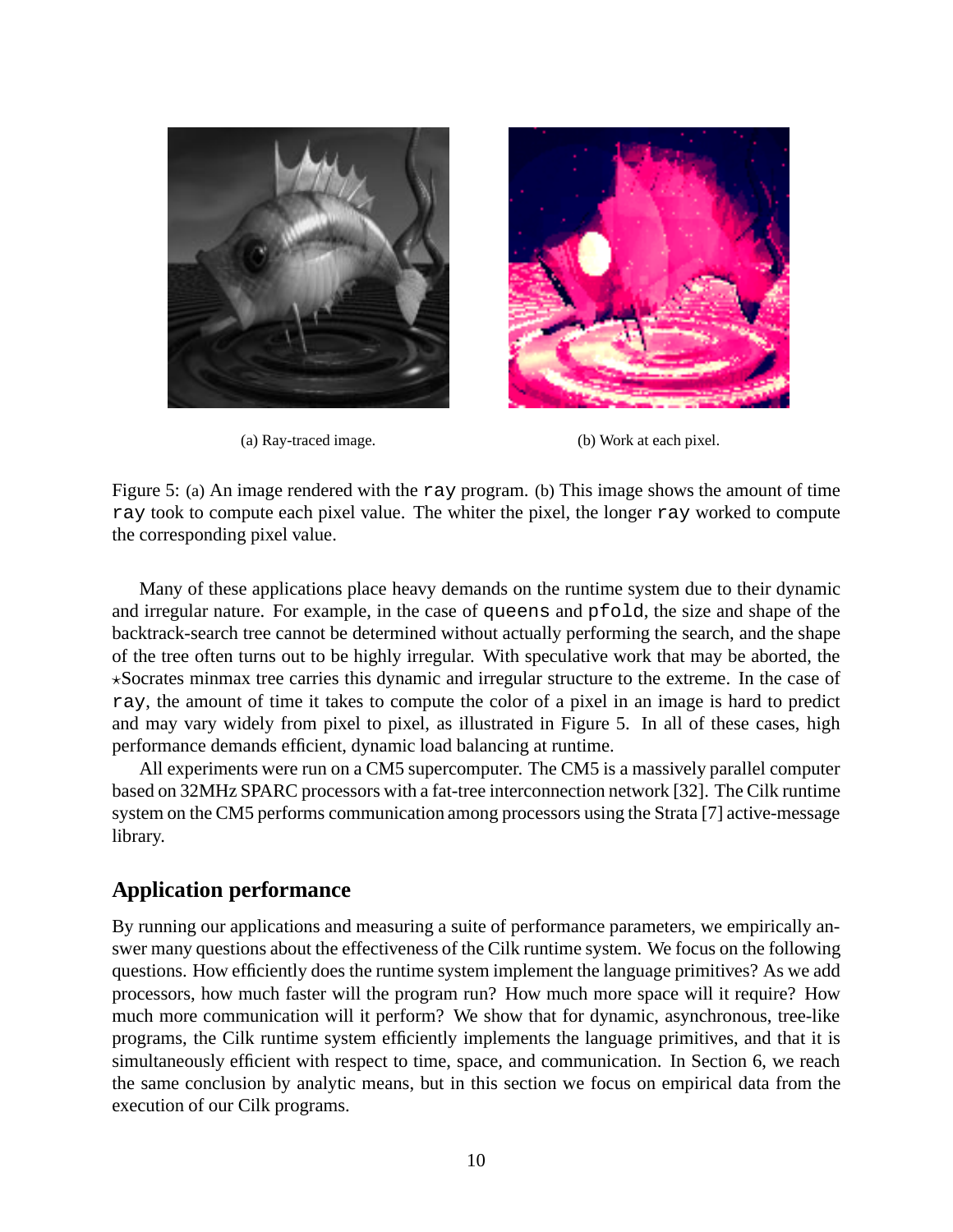(a) Ray-traced image.

(b) Work at each pixel.

Figure 5: (a) An image rendered with the `ray` program. (b) This image shows the amount of time `ray` took to compute each pixel value. The whiter the pixel, the longer `ray` worked to compute the corresponding pixel value.

Many of these applications place heavy demands on the runtime system due to their dynamic and irregular nature. For example, in the case of `queens` and `pfold`, the size and shape of the backtrack-search tree cannot be determined without actually performing the search, and the shape of the tree often turns out to be highly irregular. With speculative work that may be aborted, the ⋆Socrates minmax tree carries this dynamic and irregular structure to the extreme. In the case of `ray`, the amount of time it takes to compute the color of a pixel in an image is hard to predict and may vary widely from pixel to pixel, as illustrated in Figure 5. In all of these cases, high performance demands efficient, dynamic load balancing at runtime.

All experiments were run on a CM5 supercomputer. The CM5 is a massively parallel computer based on 32MHz SPARC processors with a fat-tree interconnection network [32]. The Cilk runtime system on the CM5 performs communication among processors using the Strata [7] active-message library.

## Application performance

By running our applications and measuring a suite of performance parameters, we empirically answer many questions about the effectiveness of the Cilk runtime system. We focus on the following questions. How efficiently does the runtime system implement the language primitives? As we add processors, how much faster will the program run? How much more space will it require? How much more communication will it perform? We show that for dynamic, asynchronous, tree-like programs, the Cilk runtime system efficiently implements the language primitives, and that it is simultaneously efficient with respect to time, space, and communication. In Section 6, we reach the same conclusion by analytic means, but in this section we focus on empirical data from the execution of our Cilk programs.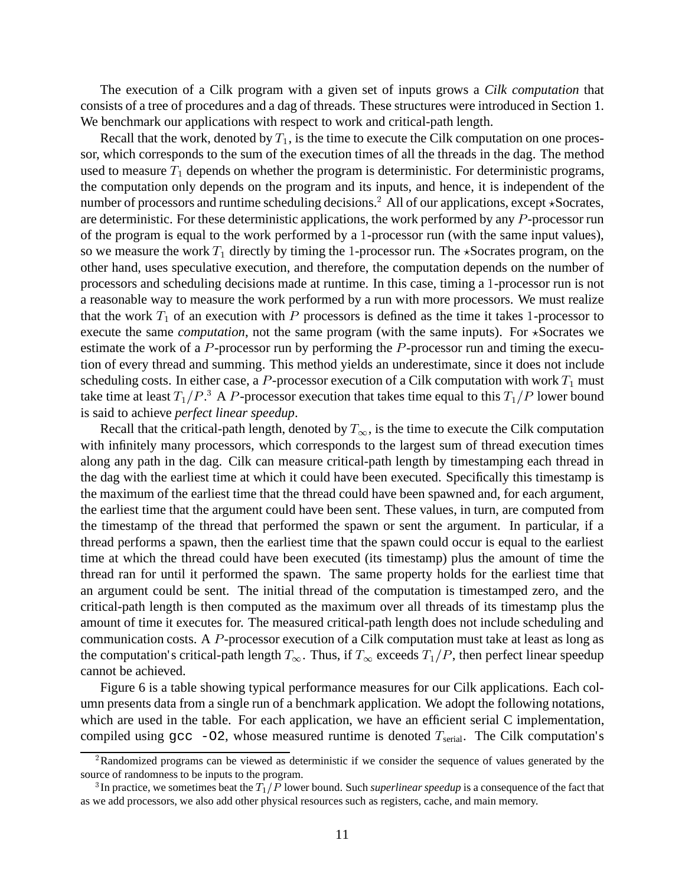The execution of a Cilk program with a given set of inputs grows a *Cilk computation* that consists of a tree of procedures and a dag of threads. These structures were introduced in Section 1. We benchmark our applications with respect to work and critical-path length.

Recall that the work, denoted by $T_1$, is the time to execute the Cilk computation on one processor, which corresponds to the sum of the execution times of all the threads in the dag. The method used to measure $T_1$ depends on whether the program is deterministic. For deterministic programs, the computation only depends on the program and its inputs, and hence, it is independent of the number of processors and runtime scheduling decisions.[2] All of our applications, except $\star$Socrates, are deterministic. For these deterministic applications, the work performed by any $P$-processor run of the program is equal to the work performed by a 1-processor run (with the same input values), so we measure the work $T_1$ directly by timing the 1-processor run. The $\star$Socrates program, on the other hand, uses speculative execution, and therefore, the computation depends on the number of processors and scheduling decisions made at runtime. In this case, timing a 1-processor run is not a reasonable way to measure the work performed by a run with more processors. We must realize that the work $T_1$ of an execution with $P$ processors is defined as the time it takes 1-processor to execute the same *computation*, not the same program (with the same inputs). For $\star$Socrates we estimate the work of a $P$-processor run by performing the $P$-processor run and timing the execution of every thread and summing. This method yields an underestimate, since it does not include scheduling costs. In either case, a $P$-processor execution of a Cilk computation with work $T_1$ must take time at least $T_1/P$.[3] A $P$-processor execution that takes time equal to this $T_1/P$ lower bound is said to achieve *perfect linear speedup*.

Recall that the critical-path length, denoted by $T_\infty$, is the time to execute the Cilk computation with infinitely many processors, which corresponds to the largest sum of thread execution times along any path in the dag. Cilk can measure critical-path length by timestamping each thread in the dag with the earliest time at which it could have been executed. Specifically this timestamp is the maximum of the earliest time that the thread could have been spawned and, for each argument, the earliest time that the argument could have been sent. These values, in turn, are computed from the timestamp of the thread that performed the spawn or sent the argument. In particular, if a thread performs a spawn, then the earliest time that the spawn could occur is equal to the earliest time at which the thread could have been executed (its timestamp) plus the amount of time the thread ran for until it performed the spawn. The same property holds for the earliest time that an argument could be sent. The initial thread of the computation is timestamped zero, and the critical-path length is then computed as the maximum over all threads of its timestamp plus the amount of time it executes for. The measured critical-path length does not include scheduling and communication costs. A $P$-processor execution of a Cilk computation must take at least as long as the computation's critical-path length $T_\infty$. Thus, if $T_\infty$ exceeds $T_1/P$, then perfect linear speedup cannot be achieved.

Figure 6 is a table showing typical performance measures for our Cilk applications. Each column presents data from a single run of a benchmark application. We adopt the following notations, which are used in the table. For each application, we have an efficient serial C implementation, compiled using `gcc -O2`, whose measured runtime is denoted $T_{\text{serial}}$. The Cilk computation's

[2] Randomized programs can be viewed as deterministic if we consider the sequence of values generated by the source of randomness to be inputs to the program.

[3] In practice, we sometimes beat the $T_1/P$ lower bound. Such *superlinear speedup* is a consequence of the fact that as we add processors, we also add other physical resources such as registers, cache, and main memory.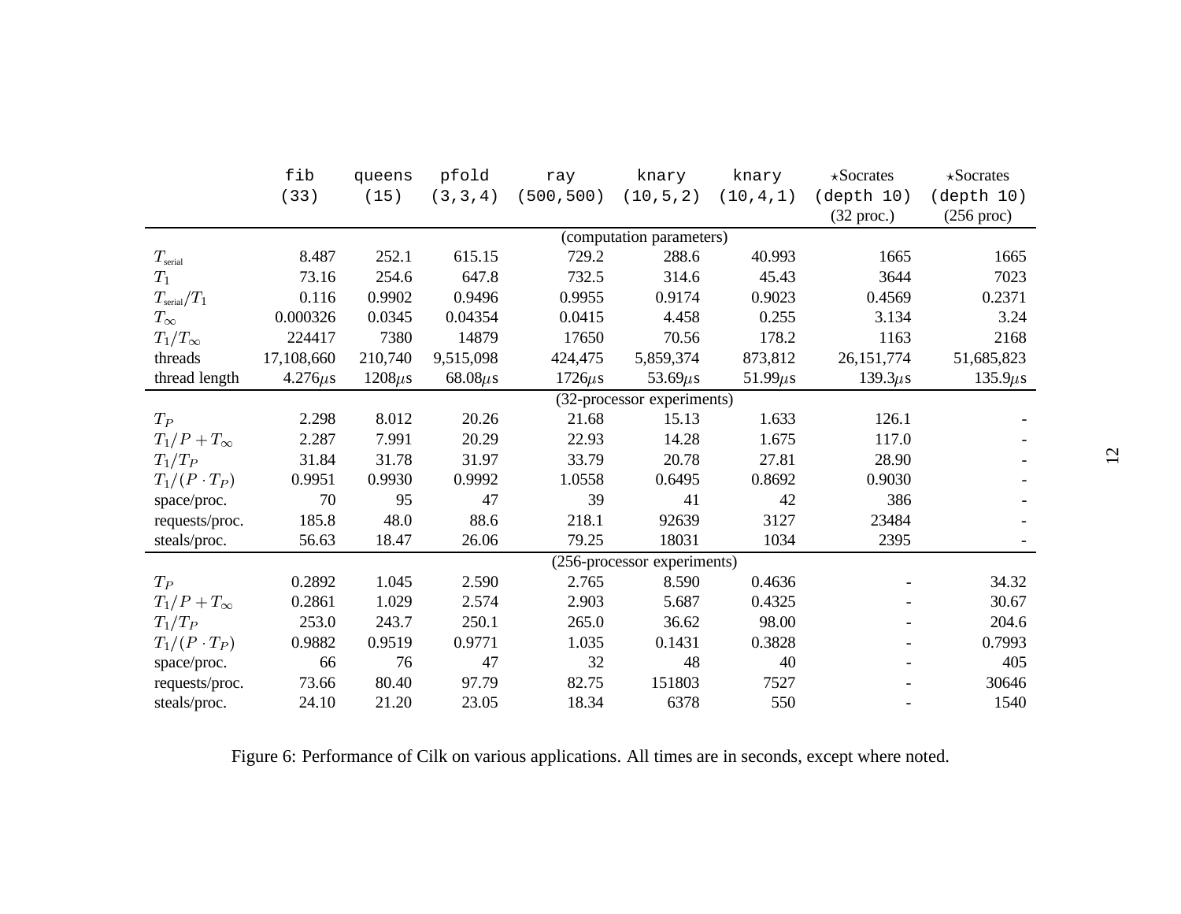|  | `fib` `(33)` | `queens` `(15)` | `pfold` `(3,3,4)` | `ray` `(500,500)` | `knary` `(10,5,2)` | `knary` `(10,4,1)` | ⋆Socrates `(depth 10)` (32 proc.) | ⋆Socrates `(depth 10)` (256 proc) |
|---|---|---|---|---|---|---|---|---|
| (computation parameters) | | | | | | | | |
| $T_{\text{serial}}$ | 8.487 | 252.1 | 615.15 | 729.2 | 288.6 | 40.993 | 1665 | 1665 |
| $T_1$ | 73.16 | 254.6 | 647.8 | 732.5 | 314.6 | 45.43 | 3644 | 7023 |
| $T_{\text{serial}}/T_1$ | 0.116 | 0.9902 | 0.9496 | 0.9955 | 0.9174 | 0.9023 | 0.4569 | 0.2371 |
| $T_\infty$ | 0.000326 | 0.0345 | 0.04354 | 0.0415 | 4.458 | 0.255 | 3.134 | 3.24 |
| $T_1/T_\infty$ | 224417 | 7380 | 14879 | 17650 | 70.56 | 178.2 | 1163 | 2168 |
| threads | 17,108,660 | 210,740 | 9,515,098 | 424,475 | 5,859,374 | 873,812 | 26,151,774 | 51,685,823 |
| thread length | 4.276$\mu$s | 1208$\mu$s | 68.08$\mu$s | 1726$\mu$s | 53.69$\mu$s | 51.99$\mu$s | 139.3$\mu$s | 135.9$\mu$s |
| (32-processor experiments) | | | | | | | | |
| $T_P$ | 2.298 | 8.012 | 20.26 | 21.68 | 15.13 | 1.633 | 126.1 | - |
| $T_1/P + T_\infty$ | 2.287 | 7.991 | 20.29 | 22.93 | 14.28 | 1.675 | 117.0 | - |
| $T_1/T_P$ | 31.84 | 31.78 | 31.97 | 33.79 | 20.78 | 27.81 | 28.90 | - |
| $T_1/(P \cdot T_P)$ | 0.9951 | 0.9930 | 0.9992 | 1.0558 | 0.6495 | 0.8692 | 0.9030 | - |
| space/proc. | 70 | 95 | 47 | 39 | 41 | 42 | 386 | - |
| requests/proc. | 185.8 | 48.0 | 88.6 | 218.1 | 92639 | 3127 | 23484 | - |
| steals/proc. | 56.63 | 18.47 | 26.06 | 79.25 | 18031 | 1034 | 2395 | - |
| (256-processor experiments) | | | | | | | | |
| $T_P$ | 0.2892 | 1.045 | 2.590 | 2.765 | 8.590 | 0.4636 | - | 34.32 |
| $T_1/P + T_\infty$ | 0.2861 | 1.029 | 2.574 | 2.903 | 5.687 | 0.4325 | - | 30.67 |
| $T_1/T_P$ | 253.0 | 243.7 | 250.1 | 265.0 | 36.62 | 98.00 | - | 204.6 |
| $T_1/(P \cdot T_P)$ | 0.9882 | 0.9519 | 0.9771 | 1.035 | 0.1431 | 0.3828 | - | 0.7993 |
| space/proc. | 66 | 76 | 47 | 32 | 48 | 40 | - | 405 |
| requests/proc. | 73.66 | 80.40 | 97.79 | 82.75 | 151803 | 7527 | - | 30646 |
| steals/proc. | 24.10 | 21.20 | 23.05 | 18.34 | 6378 | 550 | - | 1540 |

Figure 6: Performance of Cilk on various applications. All times are in seconds, except where noted.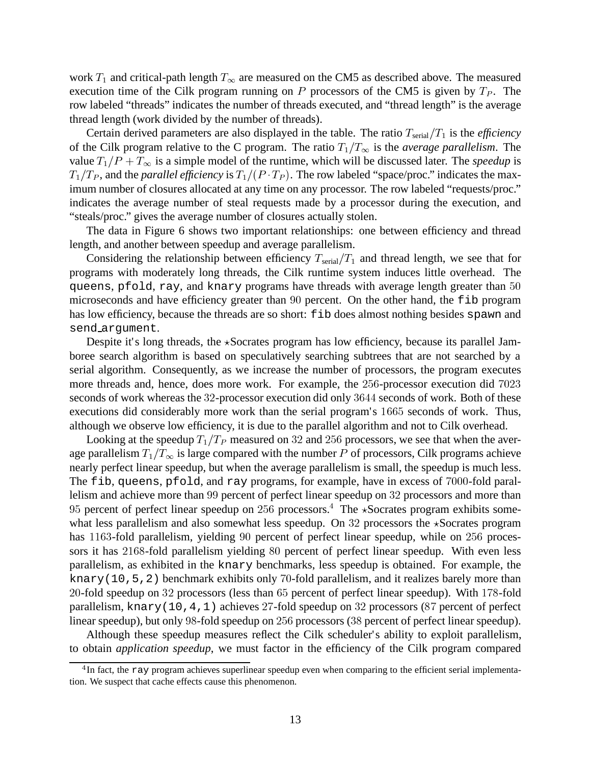work $T_1$ and critical-path length $T_\infty$ are measured on the CM5 as described above. The measured execution time of the Cilk program running on $P$ processors of the CM5 is given by $T_P$. The row labeled "threads" indicates the number of threads executed, and "thread length" is the average thread length (work divided by the number of threads).

Certain derived parameters are also displayed in the table. The ratio $T_{\text{serial}}/T_1$ is the *efficiency* of the Cilk program relative to the C program. The ratio $T_1/T_\infty$ is the *average parallelism*. The value $T_1/P + T_\infty$ is a simple model of the runtime, which will be discussed later. The *speedup* is $T_1/T_P$, and the *parallel efficiency* is $T_1/(P \cdot T_P)$. The row labeled "space/proc." indicates the maximum number of closures allocated at any time on any processor. The row labeled "requests/proc." indicates the average number of steal requests made by a processor during the execution, and "steals/proc." gives the average number of closures actually stolen.

The data in Figure 6 shows two important relationships: one between efficiency and thread length, and another between speedup and average parallelism.

Considering the relationship between efficiency $T_{\text{serial}}/T_1$ and thread length, we see that for programs with moderately long threads, the Cilk runtime system induces little overhead. The `queens`, `pfold`, `ray`, and `knary` programs have threads with average length greater than 50 microseconds and have efficiency greater than 90 percent. On the other hand, the `fib` program has low efficiency, because the threads are so short: `fib` does almost nothing besides `spawn` and `send_argument`.

Despite it's long threads, the $\star$Socrates program has low efficiency, because its parallel Jamboree search algorithm is based on speculatively searching subtrees that are not searched by a serial algorithm. Consequently, as we increase the number of processors, the program executes more threads and, hence, does more work. For example, the 256-processor execution did 7023 seconds of work whereas the 32-processor execution did only 3644 seconds of work. Both of these executions did considerably more work than the serial program's 1665 seconds of work. Thus, although we observe low efficiency, it is due to the parallel algorithm and not to Cilk overhead.

Looking at the speedup $T_1/T_P$ measured on 32 and 256 processors, we see that when the average parallelism $T_1/T_\infty$ is large compared with the number $P$ of processors, Cilk programs achieve nearly perfect linear speedup, but when the average parallelism is small, the speedup is much less. The `fib`, `queens`, `pfold`, and `ray` programs, for example, have in excess of 7000-fold parallelism and achieve more than 99 percent of perfect linear speedup on 32 processors and more than 95 percent of perfect linear speedup on 256 processors.[4] The $\star$Socrates program exhibits somewhat less parallelism and also somewhat less speedup. On 32 processors the $\star$Socrates program has 1163-fold parallelism, yielding 90 percent of perfect linear speedup, while on 256 processors it has 2168-fold parallelism yielding 80 percent of perfect linear speedup. With even less parallelism, as exhibited in the `knary` benchmarks, less speedup is obtained. For example, the `knary(10,5,2)` benchmark exhibits only 70-fold parallelism, and it realizes barely more than 20-fold speedup on 32 processors (less than 65 percent of perfect linear speedup). With 178-fold parallelism, `knary(10,4,1)` achieves 27-fold speedup on 32 processors (87 percent of perfect linear speedup), but only 98-fold speedup on 256 processors (38 percent of perfect linear speedup).

Although these speedup measures reflect the Cilk scheduler's ability to exploit parallelism, to obtain *application speedup*, we must factor in the efficiency of the Cilk program compared

[4] In fact, the `ray` program achieves superlinear speedup even when comparing to the efficient serial implementation. We suspect that cache effects cause this phenomenon.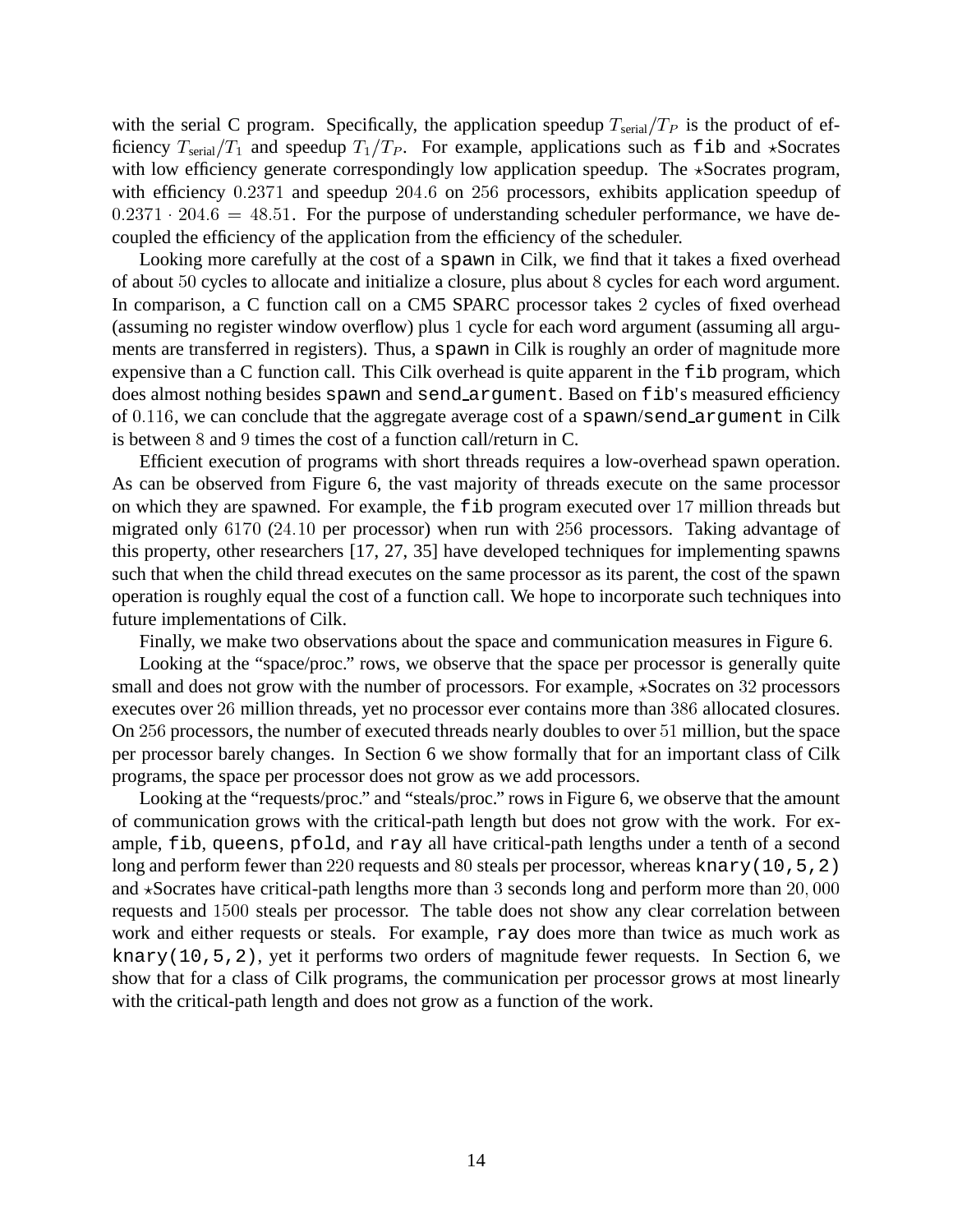with the serial C program. Specifically, the application speedup $T_{\text{serial}}/T_P$ is the product of efficiency $T_{\text{serial}}/T_1$ and speedup $T_1/T_P$. For example, applications such as `fib` and $\star$Socrates with low efficiency generate correspondingly low application speedup. The $\star$Socrates program, with efficiency $0.2371$ and speedup $204.6$ on $256$ processors, exhibits application speedup of $0.2371 \cdot 204.6 = 48.51$. For the purpose of understanding scheduler performance, we have decoupled the efficiency of the application from the efficiency of the scheduler.

Looking more carefully at the cost of a `spawn` in Cilk, we find that it takes a fixed overhead of about $50$ cycles to allocate and initialize a closure, plus about $8$ cycles for each word argument. In comparison, a C function call on a CM5 SPARC processor takes $2$ cycles of fixed overhead (assuming no register window overflow) plus $1$ cycle for each word argument (assuming all arguments are transferred in registers). Thus, a `spawn` in Cilk is roughly an order of magnitude more expensive than a C function call. This Cilk overhead is quite apparent in the `fib` program, which does almost nothing besides `spawn` and `send_argument`. Based on `fib`'s measured efficiency of $0.116$, we can conclude that the aggregate average cost of a `spawn`/`send_argument` in Cilk is between $8$ and $9$ times the cost of a function call/return in C.

Efficient execution of programs with short threads requires a low-overhead spawn operation. As can be observed from Figure 6, the vast majority of threads execute on the same processor on which they are spawned. For example, the `fib` program executed over $17$ million threads but migrated only $6170$ ($24.10$ per processor) when run with $256$ processors. Taking advantage of this property, other researchers [17, 27, 35] have developed techniques for implementing spawns such that when the child thread executes on the same processor as its parent, the cost of the spawn operation is roughly equal the cost of a function call. We hope to incorporate such techniques into future implementations of Cilk.

Finally, we make two observations about the space and communication measures in Figure 6.

Looking at the "space/proc." rows, we observe that the space per processor is generally quite small and does not grow with the number of processors. For example, $\star$Socrates on $32$ processors executes over $26$ million threads, yet no processor ever contains more than $386$ allocated closures. On $256$ processors, the number of executed threads nearly doubles to over $51$ million, but the space per processor barely changes. In Section 6 we show formally that for an important class of Cilk programs, the space per processor does not grow as we add processors.

Looking at the "requests/proc." and "steals/proc." rows in Figure 6, we observe that the amount of communication grows with the critical-path length but does not grow with the work. For example, `fib`, `queens`, `pfold`, and `ray` all have critical-path lengths under a tenth of a second long and perform fewer than $220$ requests and $80$ steals per processor, whereas `knary(10,5,2)` and $\star$Socrates have critical-path lengths more than $3$ seconds long and perform more than $20,000$ requests and $1500$ steals per processor. The table does not show any clear correlation between work and either requests or steals. For example, `ray` does more than twice as much work as `knary(10,5,2)`, yet it performs two orders of magnitude fewer requests. In Section 6, we show that for a class of Cilk programs, the communication per processor grows at most linearly with the critical-path length and does not grow as a function of the work.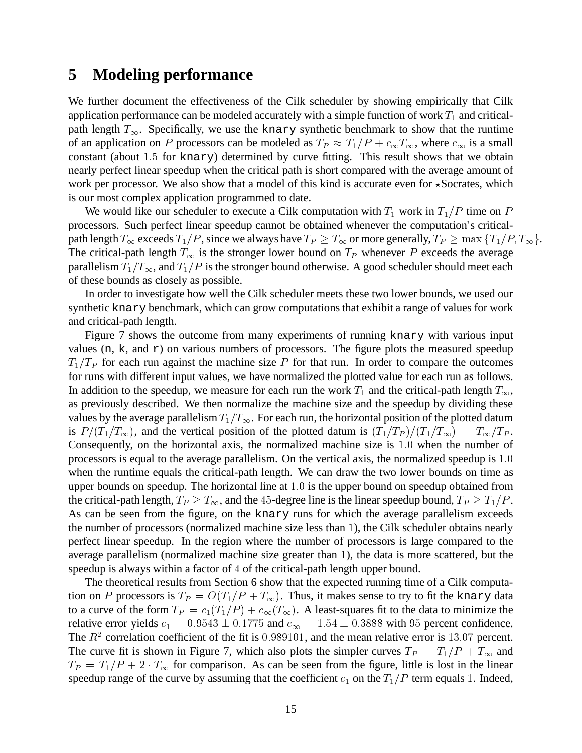## 5 Modeling performance

We further document the effectiveness of the Cilk scheduler by showing empirically that Cilk application performance can be modeled accurately with a simple function of work $T_1$ and critical-path length $T_\infty$. Specifically, we use the knary synthetic benchmark to show that the runtime of an application on $P$ processors can be modeled as $T_P \approx T_1/P + c_\infty T_\infty$, where $c_\infty$ is a small constant (about $1.5$ for knary) determined by curve fitting. This result shows that we obtain nearly perfect linear speedup when the critical path is short compared with the average amount of work per processor. We also show that a model of this kind is accurate even for ⋆Socrates, which is our most complex application programmed to date.

We would like our scheduler to execute a Cilk computation with $T_1$ work in $T_1/P$ time on $P$ processors. Such perfect linear speedup cannot be obtained whenever the computation's critical-path length $T_\infty$ exceeds $T_1/P$, since we always have $T_P \geq T_\infty$ or more generally, $T_P \geq \max\{T_1/P, T_\infty\}$. The critical-path length $T_\infty$ is the stronger lower bound on $T_P$ whenever $P$ exceeds the average parallelism $T_1/T_\infty$, and $T_1/P$ is the stronger bound otherwise. A good scheduler should meet each of these bounds as closely as possible.

In order to investigate how well the Cilk scheduler meets these two lower bounds, we used our synthetic knary benchmark, which can grow computations that exhibit a range of values for work and critical-path length.

Figure 7 shows the outcome from many experiments of running knary with various input values (n, k, and r) on various numbers of processors. The figure plots the measured speedup $T_1/T_P$ for each run against the machine size $P$ for that run. In order to compare the outcomes for runs with different input values, we have normalized the plotted value for each run as follows. In addition to the speedup, we measure for each run the work $T_1$ and the critical-path length $T_\infty$, as previously described. We then normalize the machine size and the speedup by dividing these values by the average parallelism $T_1/T_\infty$. For each run, the horizontal position of the plotted datum is $P/(T_1/T_\infty)$, and the vertical position of the plotted datum is $(T_1/T_P)/(T_1/T_\infty) = T_\infty/T_P$. Consequently, on the horizontal axis, the normalized machine size is $1.0$ when the number of processors is equal to the average parallelism. On the vertical axis, the normalized speedup is $1.0$ when the runtime equals the critical-path length. We can draw the two lower bounds on time as upper bounds on speedup. The horizontal line at $1.0$ is the upper bound on speedup obtained from the critical-path length, $T_P \geq T_\infty$, and the $45$-degree line is the linear speedup bound, $T_P \geq T_1/P$. As can be seen from the figure, on the knary runs for which the average parallelism exceeds the number of processors (normalized machine size less than $1$), the Cilk scheduler obtains nearly perfect linear speedup. In the region where the number of processors is large compared to the average parallelism (normalized machine size greater than $1$), the data is more scattered, but the speedup is always within a factor of $4$ of the critical-path length upper bound.

The theoretical results from Section 6 show that the expected running time of a Cilk computation on $P$ processors is $T_P = O(T_1/P + T_\infty)$. Thus, it makes sense to try to fit the knary data to a curve of the form $T_P = c_1(T_1/P) + c_\infty(T_\infty)$. A least-squares fit to the data to minimize the relative error yields $c_1 = 0.9543 \pm 0.1775$ and $c_\infty = 1.54 \pm 0.3888$ with $95$ percent confidence. The $R^2$ correlation coefficient of the fit is $0.989101$, and the mean relative error is $13.07$ percent. The curve fit is shown in Figure 7, which also plots the simpler curves $T_P = T_1/P + T_\infty$ and $T_P = T_1/P + 2 \cdot T_\infty$ for comparison. As can be seen from the figure, little is lost in the linear speedup range of the curve by assuming that the coefficient $c_1$ on the $T_1/P$ term equals $1$. Indeed,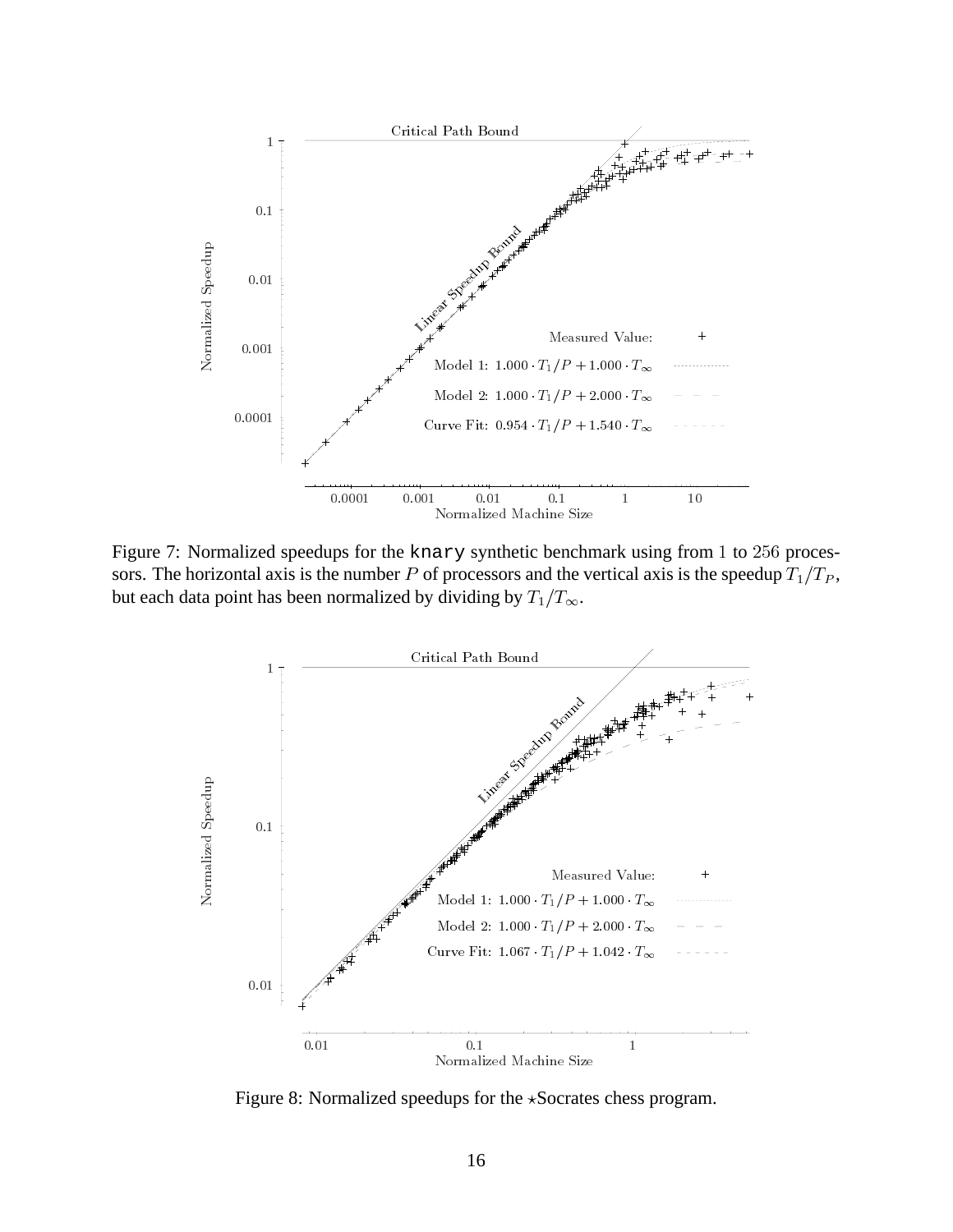Figure 7: Normalized speedups for the `knary` synthetic benchmark using from 1 to 256 processors. The horizontal axis is the number $P$ of processors and the vertical axis is the speedup $T_1/T_P$, but each data point has been normalized by dividing by $T_1/T_\infty$.

Figure 8: Normalized speedups for the $\star$Socrates chess program.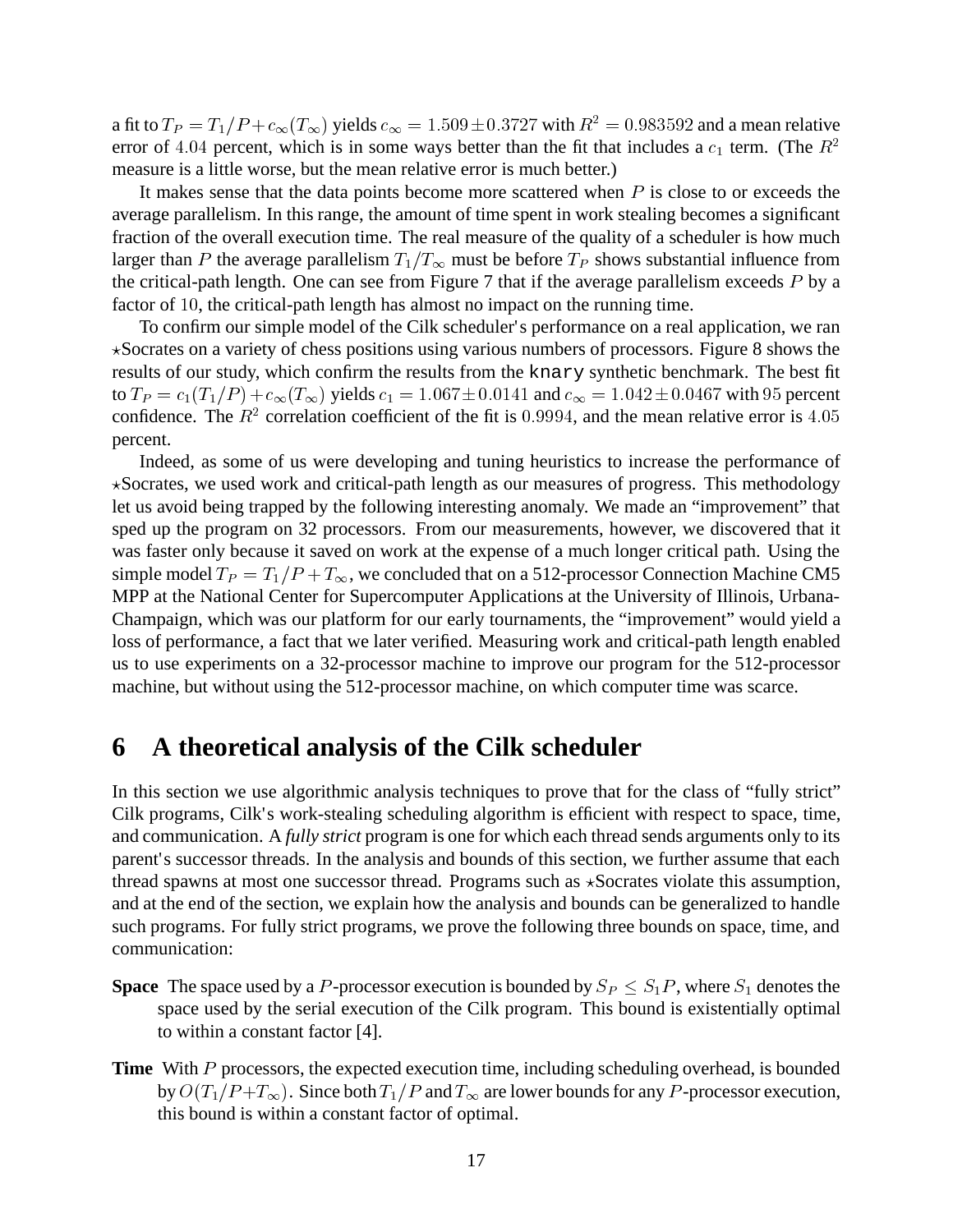a fit to $T_P = T_1/P + c_\infty(T_\infty)$ yields $c_\infty = 1.509 \pm 0.3727$ with $R^2 = 0.983592$ and a mean relative error of $4.04$ percent, which is in some ways better than the fit that includes a $c_1$ term. (The $R^2$ measure is a little worse, but the mean relative error is much better.)

It makes sense that the data points become more scattered when $P$ is close to or exceeds the average parallelism. In this range, the amount of time spent in work stealing becomes a significant fraction of the overall execution time. The real measure of the quality of a scheduler is how much larger than $P$ the average parallelism $T_1/T_\infty$ must be before $T_P$ shows substantial influence from the critical-path length. One can see from Figure 7 that if the average parallelism exceeds $P$ by a factor of $10$, the critical-path length has almost no impact on the running time.

To confirm our simple model of the Cilk scheduler's performance on a real application, we ran $\star$Socrates on a variety of chess positions using various numbers of processors. Figure 8 shows the results of our study, which confirm the results from the `knary` synthetic benchmark. The best fit to $T_P = c_1(T_1/P) + c_\infty(T_\infty)$ yields $c_1 = 1.067 \pm 0.0141$ and $c_\infty = 1.042 \pm 0.0467$ with $95$ percent confidence. The $R^2$ correlation coefficient of the fit is $0.9994$, and the mean relative error is $4.05$ percent.

Indeed, as some of us were developing and tuning heuristics to increase the performance of $\star$Socrates, we used work and critical-path length as our measures of progress. This methodology let us avoid being trapped by the following interesting anomaly. We made an "improvement" that sped up the program on 32 processors. From our measurements, however, we discovered that it was faster only because it saved on work at the expense of a much longer critical path. Using the simple model $T_P = T_1/P + T_\infty$, we concluded that on a 512-processor Connection Machine CM5 MPP at the National Center for Supercomputer Applications at the University of Illinois, Urbana-Champaign, which was our platform for our early tournaments, the "improvement" would yield a loss of performance, a fact that we later verified. Measuring work and critical-path length enabled us to use experiments on a 32-processor machine to improve our program for the 512-processor machine, but without using the 512-processor machine, on which computer time was scarce.

# 6 A theoretical analysis of the Cilk scheduler

In this section we use algorithmic analysis techniques to prove that for the class of "fully strict" Cilk programs, Cilk's work-stealing scheduling algorithm is efficient with respect to space, time, and communication. A *fully strict* program is one for which each thread sends arguments only to its parent's successor threads. In the analysis and bounds of this section, we further assume that each thread spawns at most one successor thread. Programs such as $\star$Socrates violate this assumption, and at the end of the section, we explain how the analysis and bounds can be generalized to handle such programs. For fully strict programs, we prove the following three bounds on space, time, and communication:

**Space** The space used by a $P$-processor execution is bounded by $S_P \le S_1 P$, where $S_1$ denotes the space used by the serial execution of the Cilk program. This bound is existentially optimal to within a constant factor [4].

**Time** With $P$ processors, the expected execution time, including scheduling overhead, is bounded by $O(T_1/P + T_\infty)$. Since both $T_1/P$ and $T_\infty$ are lower bounds for any $P$-processor execution, this bound is within a constant factor of optimal.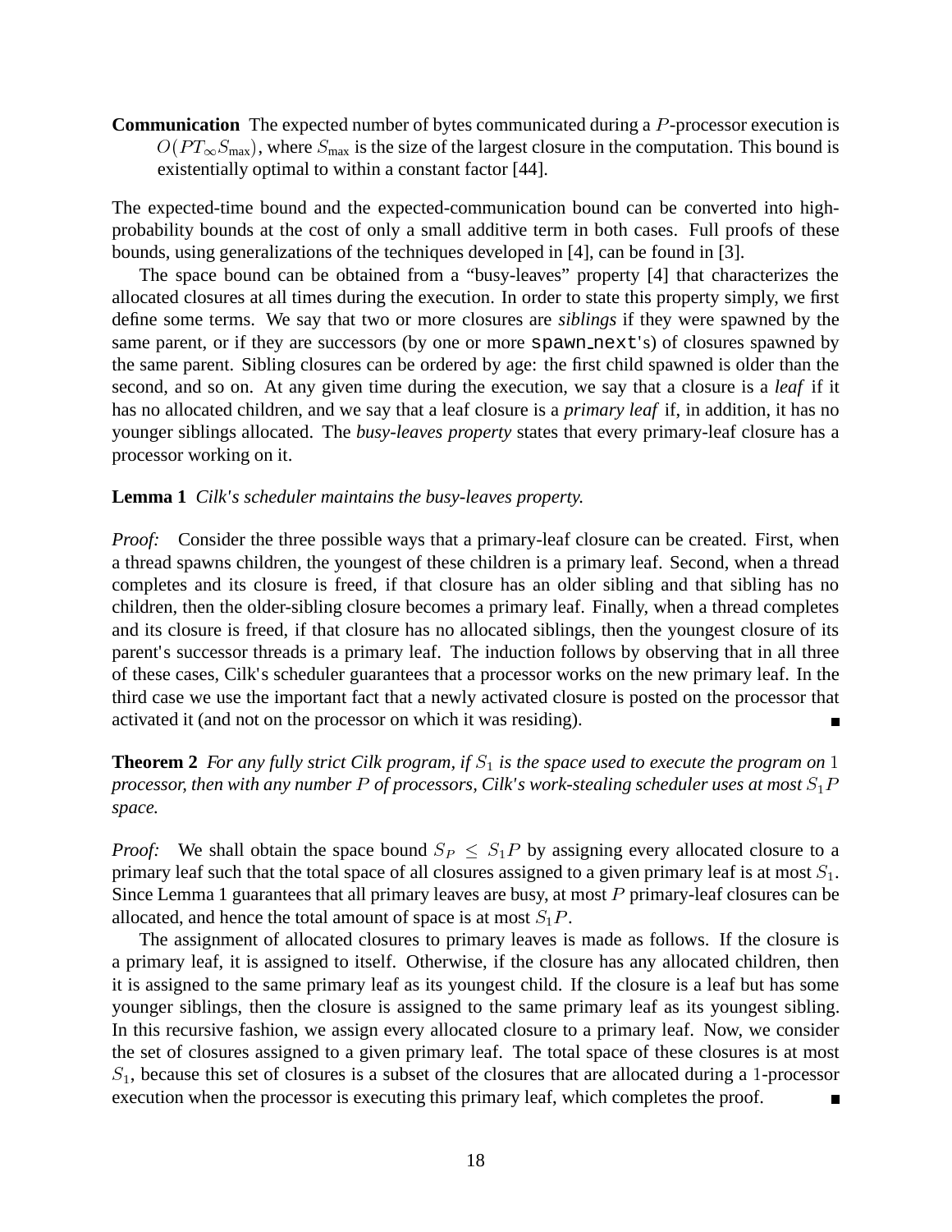**Communication** The expected number of bytes communicated during a $P$-processor execution is $O(PT_\infty S_{\max})$, where $S_{\max}$ is the size of the largest closure in the computation. This bound is existentially optimal to within a constant factor [44].

The expected-time bound and the expected-communication bound can be converted into high-probability bounds at the cost of only a small additive term in both cases. Full proofs of these bounds, using generalizations of the techniques developed in [4], can be found in [3].

The space bound can be obtained from a "busy-leaves" property [4] that characterizes the allocated closures at all times during the execution. In order to state this property simply, we first define some terms. We say that two or more closures are *siblings* if they were spawned by the same parent, or if they are successors (by one or more `spawn_next`'s) of closures spawned by the same parent. Sibling closures can be ordered by age: the first child spawned is older than the second, and so on. At any given time during the execution, we say that a closure is a *leaf* if it has no allocated children, and we say that a leaf closure is a *primary leaf* if, in addition, it has no younger siblings allocated. The *busy-leaves property* states that every primary-leaf closure has a processor working on it.

**Lemma 1** *Cilk's scheduler maintains the busy-leaves property.*

*Proof:* Consider the three possible ways that a primary-leaf closure can be created. First, when a thread spawns children, the youngest of these children is a primary leaf. Second, when a thread completes and its closure is freed, if that closure has an older sibling and that sibling has no children, then the older-sibling closure becomes a primary leaf. Finally, when a thread completes and its closure is freed, if that closure has no allocated siblings, then the youngest closure of its parent's successor threads is a primary leaf. The induction follows by observing that in all three of these cases, Cilk's scheduler guarantees that a processor works on the new primary leaf. In the third case we use the important fact that a newly activated closure is posted on the processor that activated it (and not on the processor on which it was residing). ∎

**Theorem 2** *For any fully strict Cilk program, if $S_1$ is the space used to execute the program on 1 processor, then with any number $P$ of processors, Cilk's work-stealing scheduler uses at most $S_1P$ space.*

*Proof:* We shall obtain the space bound $S_P \leq S_1P$ by assigning every allocated closure to a primary leaf such that the total space of all closures assigned to a given primary leaf is at most $S_1$. Since Lemma 1 guarantees that all primary leaves are busy, at most $P$ primary-leaf closures can be allocated, and hence the total amount of space is at most $S_1P$.

The assignment of allocated closures to primary leaves is made as follows. If the closure is a primary leaf, it is assigned to itself. Otherwise, if the closure has any allocated children, then it is assigned to the same primary leaf as its youngest child. If the closure is a leaf but has some younger siblings, then the closure is assigned to the same primary leaf as its youngest sibling. In this recursive fashion, we assign every allocated closure to a primary leaf. Now, we consider the set of closures assigned to a given primary leaf. The total space of these closures is at most $S_1$, because this set of closures is a subset of the closures that are allocated during a 1-processor execution when the processor is executing this primary leaf, which completes the proof. ∎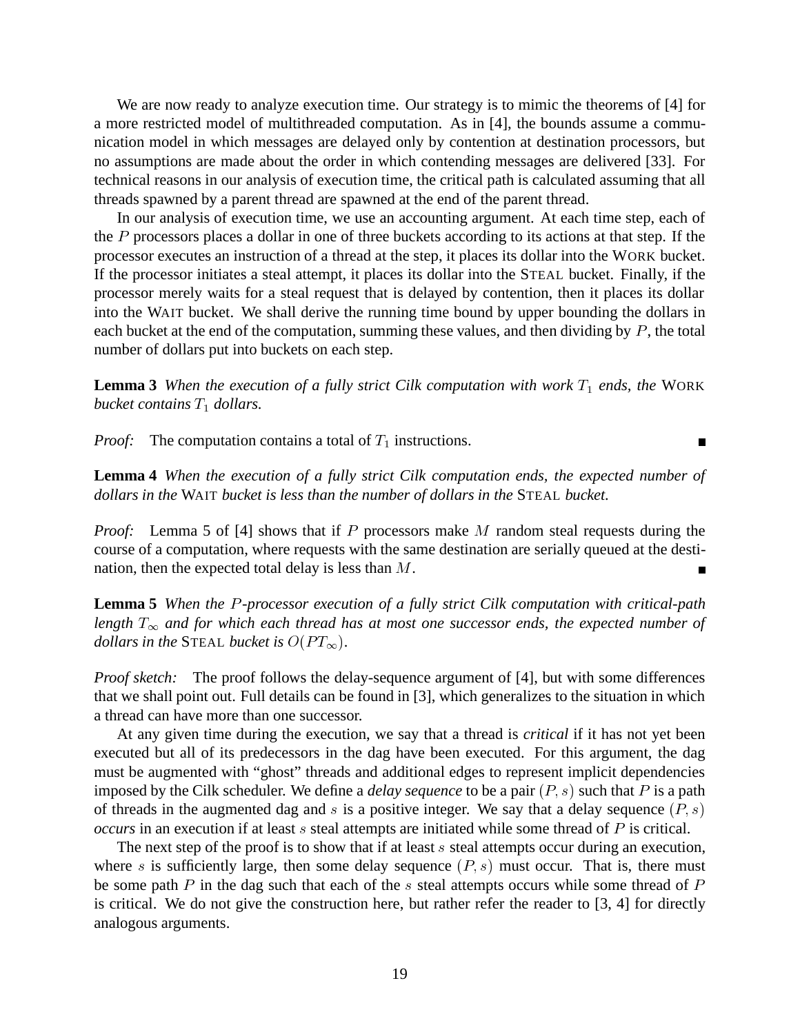We are now ready to analyze execution time. Our strategy is to mimic the theorems of [4] for a more restricted model of multithreaded computation. As in [4], the bounds assume a communication model in which messages are delayed only by contention at destination processors, but no assumptions are made about the order in which contending messages are delivered [33]. For technical reasons in our analysis of execution time, the critical path is calculated assuming that all threads spawned by a parent thread are spawned at the end of the parent thread.

In our analysis of execution time, we use an accounting argument. At each time step, each of the $P$ processors places a dollar in one of three buckets according to its actions at that step. If the processor executes an instruction of a thread at the step, it places its dollar into the WORK bucket. If the processor initiates a steal attempt, it places its dollar into the STEAL bucket. Finally, if the processor merely waits for a steal request that is delayed by contention, then it places its dollar into the WAIT bucket. We shall derive the running time bound by upper bounding the dollars in each bucket at the end of the computation, summing these values, and then dividing by $P$, the total number of dollars put into buckets on each step.

**Lemma 3** *When the execution of a fully strict Cilk computation with work $T_1$ ends, the* WORK *bucket contains $T_1$ dollars.*

*Proof:* The computation contains a total of $T_1$ instructions. ■

**Lemma 4** *When the execution of a fully strict Cilk computation ends, the expected number of dollars in the* WAIT *bucket is less than the number of dollars in the* STEAL *bucket.*

*Proof:* Lemma 5 of [4] shows that if $P$ processors make $M$ random steal requests during the course of a computation, where requests with the same destination are serially queued at the destination, then the expected total delay is less than $M$. ■

**Lemma 5** *When the $P$-processor execution of a fully strict Cilk computation with critical-path length $T_\infty$ and for which each thread has at most one successor ends, the expected number of dollars in the* STEAL *bucket is $O(PT_\infty)$.*

*Proof sketch:* The proof follows the delay-sequence argument of [4], but with some differences that we shall point out. Full details can be found in [3], which generalizes to the situation in which a thread can have more than one successor.

At any given time during the execution, we say that a thread is *critical* if it has not yet been executed but all of its predecessors in the dag have been executed. For this argument, the dag must be augmented with "ghost" threads and additional edges to represent implicit dependencies imposed by the Cilk scheduler. We define a *delay sequence* to be a pair $(P, s)$ such that $P$ is a path of threads in the augmented dag and $s$ is a positive integer. We say that a delay sequence $(P, s)$ *occurs* in an execution if at least $s$ steal attempts are initiated while some thread of $P$ is critical.

The next step of the proof is to show that if at least $s$ steal attempts occur during an execution, where $s$ is sufficiently large, then some delay sequence $(P, s)$ must occur. That is, there must be some path $P$ in the dag such that each of the $s$ steal attempts occurs while some thread of $P$ is critical. We do not give the construction here, but rather refer the reader to [3, 4] for directly analogous arguments.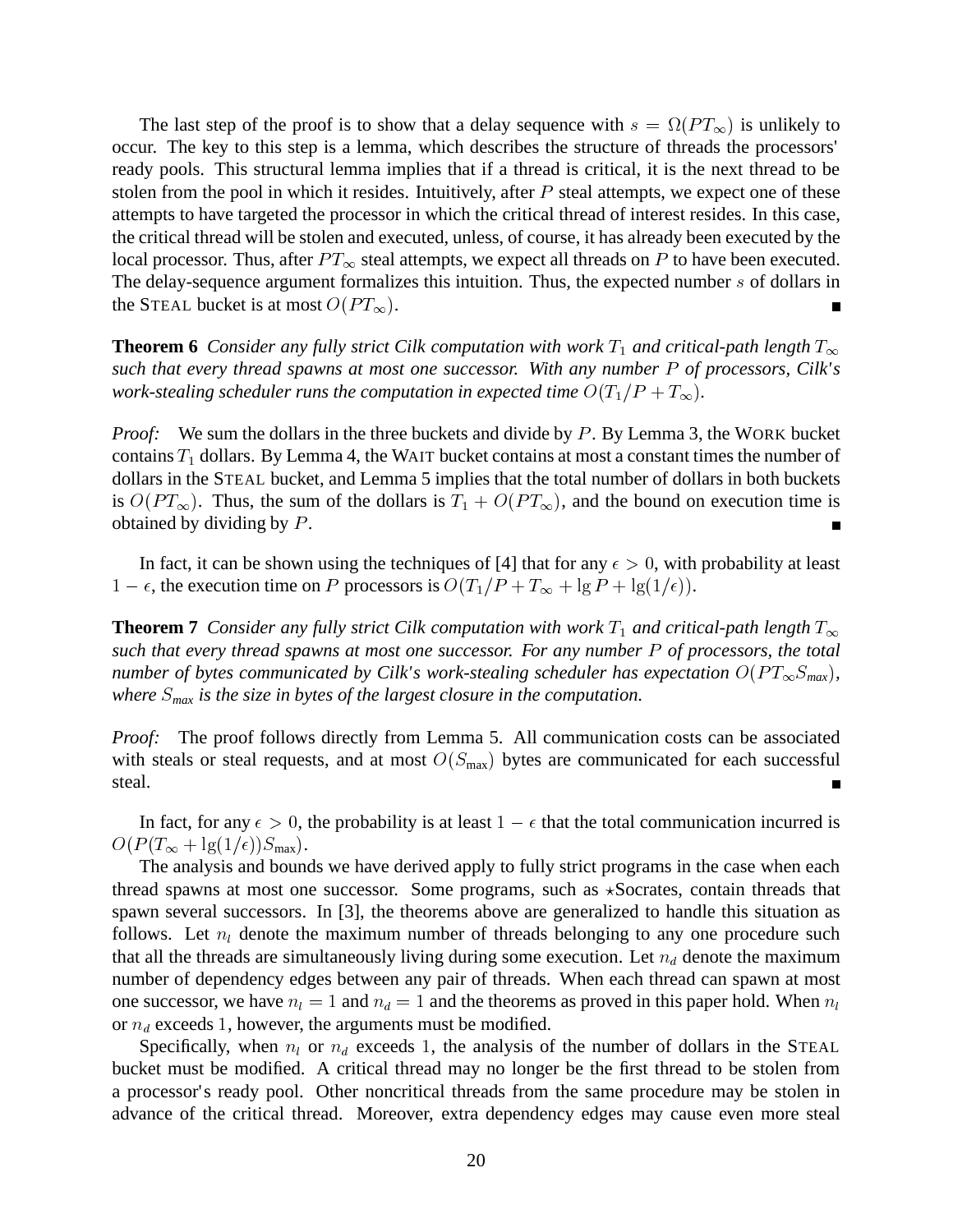The last step of the proof is to show that a delay sequence with $s = \Omega(PT_\infty)$ is unlikely to occur. The key to this step is a lemma, which describes the structure of threads the processors' ready pools. This structural lemma implies that if a thread is critical, it is the next thread to be stolen from the pool in which it resides. Intuitively, after $P$ steal attempts, we expect one of these attempts to have targeted the processor in which the critical thread of interest resides. In this case, the critical thread will be stolen and executed, unless, of course, it has already been executed by the local processor. Thus, after $PT_\infty$ steal attempts, we expect all threads on $P$ to have been executed. The delay-sequence argument formalizes this intuition. Thus, the expected number $s$ of dollars in the STEAL bucket is at most $O(PT_\infty)$. ∎

**Theorem 6** *Consider any fully strict Cilk computation with work $T_1$ and critical-path length $T_\infty$ such that every thread spawns at most one successor. With any number $P$ of processors, Cilk's work-stealing scheduler runs the computation in expected time $O(T_1/P + T_\infty)$.*

*Proof:* We sum the dollars in the three buckets and divide by $P$. By Lemma 3, the WORK bucket contains $T_1$ dollars. By Lemma 4, the WAIT bucket contains at most a constant times the number of dollars in the STEAL bucket, and Lemma 5 implies that the total number of dollars in both buckets is $O(PT_\infty)$. Thus, the sum of the dollars is $T_1 + O(PT_\infty)$, and the bound on execution time is obtained by dividing by $P$. ∎

In fact, it can be shown using the techniques of [4] that for any $\epsilon > 0$, with probability at least $1 - \epsilon$, the execution time on $P$ processors is $O(T_1/P + T_\infty + \lg P + \lg(1/\epsilon))$.

**Theorem 7** *Consider any fully strict Cilk computation with work $T_1$ and critical-path length $T_\infty$ such that every thread spawns at most one successor. For any number $P$ of processors, the total number of bytes communicated by Cilk's work-stealing scheduler has expectation $O(PT_\infty S_{max})$, where $S_{max}$ is the size in bytes of the largest closure in the computation.*

*Proof:* The proof follows directly from Lemma 5. All communication costs can be associated with steals or steal requests, and at most $O(S_{\max})$ bytes are communicated for each successful steal. ∎

In fact, for any $\epsilon > 0$, the probability is at least $1 - \epsilon$ that the total communication incurred is $O(P(T_\infty + \lg(1/\epsilon))S_{\max})$.

The analysis and bounds we have derived apply to fully strict programs in the case when each thread spawns at most one successor. Some programs, such as ⋆Socrates, contain threads that spawn several successors. In [3], the theorems above are generalized to handle this situation as follows. Let $n_l$ denote the maximum number of threads belonging to any one procedure such that all the threads are simultaneously living during some execution. Let $n_d$ denote the maximum number of dependency edges between any pair of threads. When each thread can spawn at most one successor, we have $n_l = 1$ and $n_d = 1$ and the theorems as proved in this paper hold. When $n_l$ or $n_d$ exceeds 1, however, the arguments must be modified.

Specifically, when $n_l$ or $n_d$ exceeds 1, the analysis of the number of dollars in the STEAL bucket must be modified. A critical thread may no longer be the first thread to be stolen from a processor's ready pool. Other noncritical threads from the same procedure may be stolen in advance of the critical thread. Moreover, extra dependency edges may cause even more steal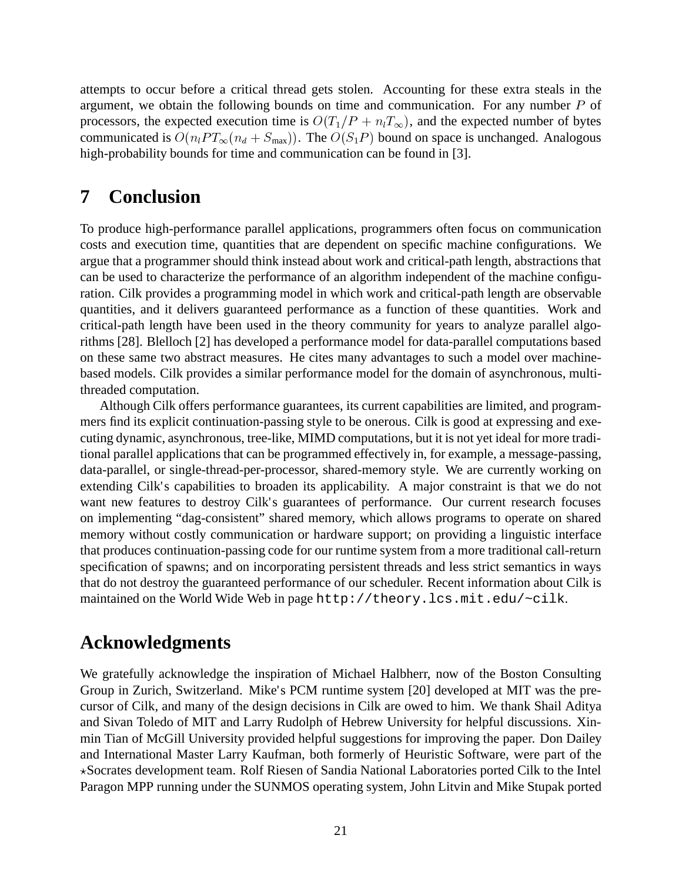attempts to occur before a critical thread gets stolen. Accounting for these extra steals in the argument, we obtain the following bounds on time and communication. For any number $P$ of processors, the expected execution time is $O(T_1/P + n_l T_\infty)$, and the expected number of bytes communicated is $O(n_l P T_\infty (n_d + S_{\text{max}}))$. The $O(S_1 P)$ bound on space is unchanged. Analogous high-probability bounds for time and communication can be found in [3].

## 7 Conclusion

To produce high-performance parallel applications, programmers often focus on communication costs and execution time, quantities that are dependent on specific machine configurations. We argue that a programmer should think instead about work and critical-path length, abstractions that can be used to characterize the performance of an algorithm independent of the machine configuration. Cilk provides a programming model in which work and critical-path length are observable quantities, and it delivers guaranteed performance as a function of these quantities. Work and critical-path length have been used in the theory community for years to analyze parallel algorithms [28]. Blelloch [2] has developed a performance model for data-parallel computations based on these same two abstract measures. He cites many advantages to such a model over machine-based models. Cilk provides a similar performance model for the domain of asynchronous, multithreaded computation.

Although Cilk offers performance guarantees, its current capabilities are limited, and programmers find its explicit continuation-passing style to be onerous. Cilk is good at expressing and executing dynamic, asynchronous, tree-like, MIMD computations, but it is not yet ideal for more traditional parallel applications that can be programmed effectively in, for example, a message-passing, data-parallel, or single-thread-per-processor, shared-memory style. We are currently working on extending Cilk's capabilities to broaden its applicability. A major constraint is that we do not want new features to destroy Cilk's guarantees of performance. Our current research focuses on implementing "dag-consistent" shared memory, which allows programs to operate on shared memory without costly communication or hardware support; on providing a linguistic interface that produces continuation-passing code for our runtime system from a more traditional call-return specification of spawns; and on incorporating persistent threads and less strict semantics in ways that do not destroy the guaranteed performance of our scheduler. Recent information about Cilk is maintained on the World Wide Web in page `http://theory.lcs.mit.edu/~cilk`.

## Acknowledgments

We gratefully acknowledge the inspiration of Michael Halbherr, now of the Boston Consulting Group in Zurich, Switzerland. Mike's PCM runtime system [20] developed at MIT was the precursor of Cilk, and many of the design decisions in Cilk are owed to him. We thank Shail Aditya and Sivan Toledo of MIT and Larry Rudolph of Hebrew University for helpful discussions. Xinmin Tian of McGill University provided helpful suggestions for improving the paper. Don Dailey and International Master Larry Kaufman, both formerly of Heuristic Software, were part of the $\star$Socrates development team. Rolf Riesen of Sandia National Laboratories ported Cilk to the Intel Paragon MPP running under the SUNMOS operating system, John Litvin and Mike Stupak ported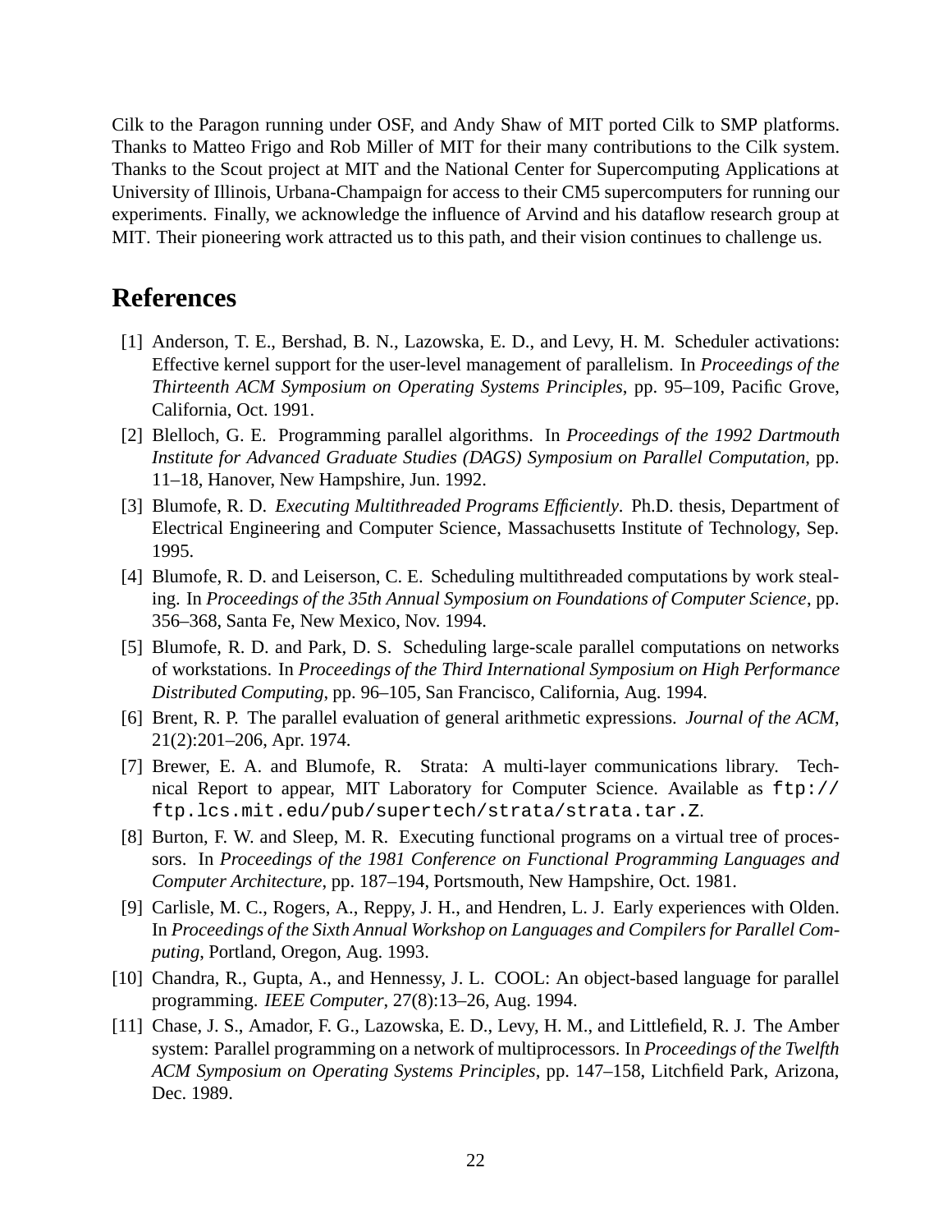Cilk to the Paragon running under OSF, and Andy Shaw of MIT ported Cilk to SMP platforms. Thanks to Matteo Frigo and Rob Miller of MIT for their many contributions to the Cilk system. Thanks to the Scout project at MIT and the National Center for Supercomputing Applications at University of Illinois, Urbana-Champaign for access to their CM5 supercomputers for running our experiments. Finally, we acknowledge the influence of Arvind and his dataflow research group at MIT. Their pioneering work attracted us to this path, and their vision continues to challenge us.

# References

[1] Anderson, T. E., Bershad, B. N., Lazowska, E. D., and Levy, H. M. Scheduler activations: Effective kernel support for the user-level management of parallelism. In *Proceedings of the Thirteenth ACM Symposium on Operating Systems Principles*, pp. 95–109, Pacific Grove, California, Oct. 1991.

[2] Blelloch, G. E. Programming parallel algorithms. In *Proceedings of the 1992 Dartmouth Institute for Advanced Graduate Studies (DAGS) Symposium on Parallel Computation*, pp. 11–18, Hanover, New Hampshire, Jun. 1992.

[3] Blumofe, R. D. *Executing Multithreaded Programs Efficiently*. Ph.D. thesis, Department of Electrical Engineering and Computer Science, Massachusetts Institute of Technology, Sep. 1995.

[4] Blumofe, R. D. and Leiserson, C. E. Scheduling multithreaded computations by work stealing. In *Proceedings of the 35th Annual Symposium on Foundations of Computer Science*, pp. 356–368, Santa Fe, New Mexico, Nov. 1994.

[5] Blumofe, R. D. and Park, D. S. Scheduling large-scale parallel computations on networks of workstations. In *Proceedings of the Third International Symposium on High Performance Distributed Computing*, pp. 96–105, San Francisco, California, Aug. 1994.

[6] Brent, R. P. The parallel evaluation of general arithmetic expressions. *Journal of the ACM*, 21(2):201–206, Apr. 1974.

[7] Brewer, E. A. and Blumofe, R. Strata: A multi-layer communications library. Technical Report to appear, MIT Laboratory for Computer Science. Available as `ftp://ftp.lcs.mit.edu/pub/supertech/strata/strata.tar.Z`.

[8] Burton, F. W. and Sleep, M. R. Executing functional programs on a virtual tree of processors. In *Proceedings of the 1981 Conference on Functional Programming Languages and Computer Architecture*, pp. 187–194, Portsmouth, New Hampshire, Oct. 1981.

[9] Carlisle, M. C., Rogers, A., Reppy, J. H., and Hendren, L. J. Early experiences with Olden. In *Proceedings of the Sixth Annual Workshop on Languages and Compilers for Parallel Computing*, Portland, Oregon, Aug. 1993.

[10] Chandra, R., Gupta, A., and Hennessy, J. L. COOL: An object-based language for parallel programming. *IEEE Computer*, 27(8):13–26, Aug. 1994.

[11] Chase, J. S., Amador, F. G., Lazowska, E. D., Levy, H. M., and Littlefield, R. J. The Amber system: Parallel programming on a network of multiprocessors. In *Proceedings of the Twelfth ACM Symposium on Operating Systems Principles*, pp. 147–158, Litchfield Park, Arizona, Dec. 1989.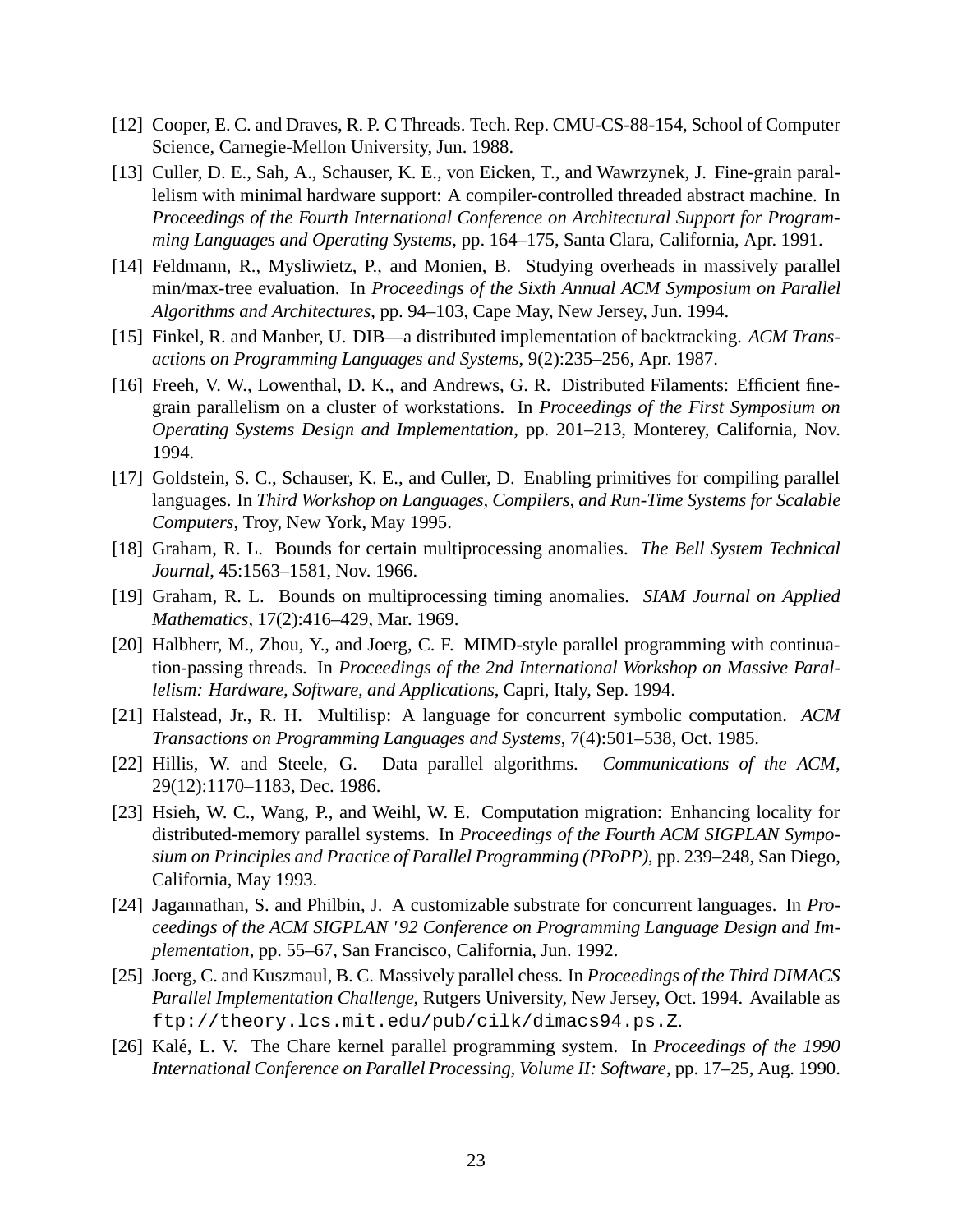[12] Cooper, E. C. and Draves, R. P. C Threads. Tech. Rep. CMU-CS-88-154, School of Computer Science, Carnegie-Mellon University, Jun. 1988.

[13] Culler, D. E., Sah, A., Schauser, K. E., von Eicken, T., and Wawrzynek, J. Fine-grain parallelism with minimal hardware support: A compiler-controlled threaded abstract machine. In *Proceedings of the Fourth International Conference on Architectural Support for Programming Languages and Operating Systems*, pp. 164–175, Santa Clara, California, Apr. 1991.

[14] Feldmann, R., Mysliwietz, P., and Monien, B. Studying overheads in massively parallel min/max-tree evaluation. In *Proceedings of the Sixth Annual ACM Symposium on Parallel Algorithms and Architectures*, pp. 94–103, Cape May, New Jersey, Jun. 1994.

[15] Finkel, R. and Manber, U. DIB—a distributed implementation of backtracking. *ACM Transactions on Programming Languages and Systems*, 9(2):235–256, Apr. 1987.

[16] Freeh, V. W., Lowenthal, D. K., and Andrews, G. R. Distributed Filaments: Efficient fine-grain parallelism on a cluster of workstations. In *Proceedings of the First Symposium on Operating Systems Design and Implementation*, pp. 201–213, Monterey, California, Nov. 1994.

[17] Goldstein, S. C., Schauser, K. E., and Culler, D. Enabling primitives for compiling parallel languages. In *Third Workshop on Languages, Compilers, and Run-Time Systems for Scalable Computers*, Troy, New York, May 1995.

[18] Graham, R. L. Bounds for certain multiprocessing anomalies. *The Bell System Technical Journal*, 45:1563–1581, Nov. 1966.

[19] Graham, R. L. Bounds on multiprocessing timing anomalies. *SIAM Journal on Applied Mathematics*, 17(2):416–429, Mar. 1969.

[20] Halbherr, M., Zhou, Y., and Joerg, C. F. MIMD-style parallel programming with continuation-passing threads. In *Proceedings of the 2nd International Workshop on Massive Parallelism: Hardware, Software, and Applications*, Capri, Italy, Sep. 1994.

[21] Halstead, Jr., R. H. Multilisp: A language for concurrent symbolic computation. *ACM Transactions on Programming Languages and Systems*, 7(4):501–538, Oct. 1985.

[22] Hillis, W. and Steele, G. Data parallel algorithms. *Communications of the ACM*, 29(12):1170–1183, Dec. 1986.

[23] Hsieh, W. C., Wang, P., and Weihl, W. E. Computation migration: Enhancing locality for distributed-memory parallel systems. In *Proceedings of the Fourth ACM SIGPLAN Symposium on Principles and Practice of Parallel Programming (PPoPP)*, pp. 239–248, San Diego, California, May 1993.

[24] Jagannathan, S. and Philbin, J. A customizable substrate for concurrent languages. In *Proceedings of the ACM SIGPLAN '92 Conference on Programming Language Design and Implementation*, pp. 55–67, San Francisco, California, Jun. 1992.

[25] Joerg, C. and Kuszmaul, B. C. Massively parallel chess. In *Proceedings of the Third DIMACS Parallel Implementation Challenge*, Rutgers University, New Jersey, Oct. 1994. Available as `ftp://theory.lcs.mit.edu/pub/cilk/dimacs94.ps.Z`.

[26] Kalé, L. V. The Chare kernel parallel programming system. In *Proceedings of the 1990 International Conference on Parallel Processing, Volume II: Software*, pp. 17–25, Aug. 1990.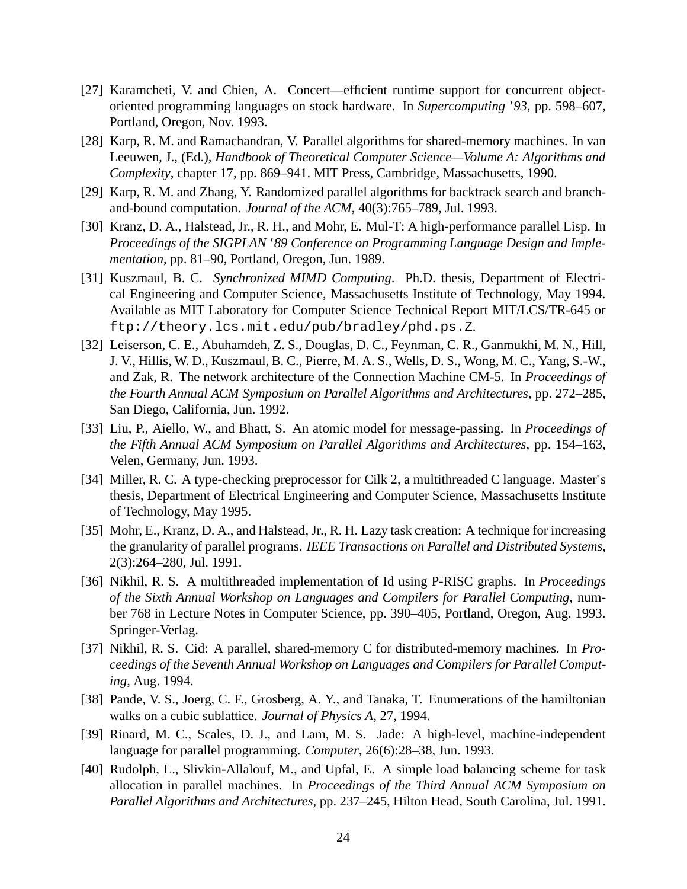[27] Karamcheti, V. and Chien, A. Concert—efficient runtime support for concurrent object-oriented programming languages on stock hardware. In *Supercomputing '93*, pp. 598–607, Portland, Oregon, Nov. 1993.

[28] Karp, R. M. and Ramachandran, V. Parallel algorithms for shared-memory machines. In van Leeuwen, J., (Ed.), *Handbook of Theoretical Computer Science—Volume A: Algorithms and Complexity*, chapter 17, pp. 869–941. MIT Press, Cambridge, Massachusetts, 1990.

[29] Karp, R. M. and Zhang, Y. Randomized parallel algorithms for backtrack search and branch-and-bound computation. *Journal of the ACM*, 40(3):765–789, Jul. 1993.

[30] Kranz, D. A., Halstead, Jr., R. H., and Mohr, E. Mul-T: A high-performance parallel Lisp. In *Proceedings of the SIGPLAN '89 Conference on Programming Language Design and Implementation*, pp. 81–90, Portland, Oregon, Jun. 1989.

[31] Kuszmaul, B. C. *Synchronized MIMD Computing*. Ph.D. thesis, Department of Electrical Engineering and Computer Science, Massachusetts Institute of Technology, May 1994. Available as MIT Laboratory for Computer Science Technical Report MIT/LCS/TR-645 or `ftp://theory.lcs.mit.edu/pub/bradley/phd.ps.Z`.

[32] Leiserson, C. E., Abuhamdeh, Z. S., Douglas, D. C., Feynman, C. R., Ganmukhi, M. N., Hill, J. V., Hillis, W. D., Kuszmaul, B. C., Pierre, M. A. S., Wells, D. S., Wong, M. C., Yang, S.-W., and Zak, R. The network architecture of the Connection Machine CM-5. In *Proceedings of the Fourth Annual ACM Symposium on Parallel Algorithms and Architectures*, pp. 272–285, San Diego, California, Jun. 1992.

[33] Liu, P., Aiello, W., and Bhatt, S. An atomic model for message-passing. In *Proceedings of the Fifth Annual ACM Symposium on Parallel Algorithms and Architectures*, pp. 154–163, Velen, Germany, Jun. 1993.

[34] Miller, R. C. A type-checking preprocessor for Cilk 2, a multithreaded C language. Master's thesis, Department of Electrical Engineering and Computer Science, Massachusetts Institute of Technology, May 1995.

[35] Mohr, E., Kranz, D. A., and Halstead, Jr., R. H. Lazy task creation: A technique for increasing the granularity of parallel programs. *IEEE Transactions on Parallel and Distributed Systems*, 2(3):264–280, Jul. 1991.

[36] Nikhil, R. S. A multithreaded implementation of Id using P-RISC graphs. In *Proceedings of the Sixth Annual Workshop on Languages and Compilers for Parallel Computing*, number 768 in Lecture Notes in Computer Science, pp. 390–405, Portland, Oregon, Aug. 1993. Springer-Verlag.

[37] Nikhil, R. S. Cid: A parallel, shared-memory C for distributed-memory machines. In *Proceedings of the Seventh Annual Workshop on Languages and Compilers for Parallel Computing*, Aug. 1994.

[38] Pande, V. S., Joerg, C. F., Grosberg, A. Y., and Tanaka, T. Enumerations of the hamiltonian walks on a cubic sublattice. *Journal of Physics A*, 27, 1994.

[39] Rinard, M. C., Scales, D. J., and Lam, M. S. Jade: A high-level, machine-independent language for parallel programming. *Computer*, 26(6):28–38, Jun. 1993.

[40] Rudolph, L., Slivkin-Allalouf, M., and Upfal, E. A simple load balancing scheme for task allocation in parallel machines. In *Proceedings of the Third Annual ACM Symposium on Parallel Algorithms and Architectures*, pp. 237–245, Hilton Head, South Carolina, Jul. 1991.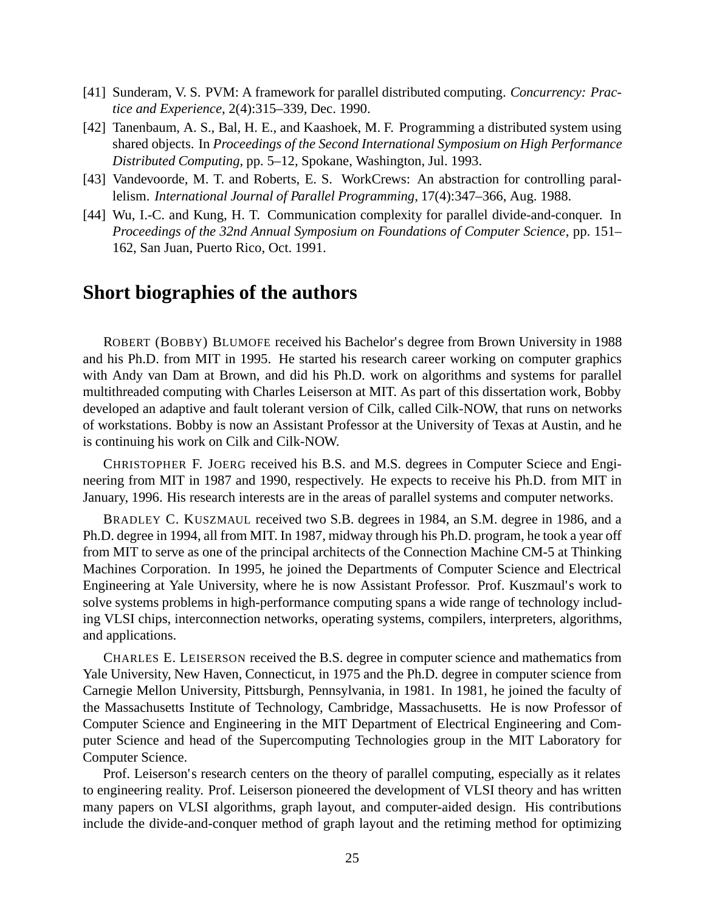[41] Sunderam, V. S. PVM: A framework for parallel distributed computing. *Concurrency: Practice and Experience*, 2(4):315–339, Dec. 1990.

[42] Tanenbaum, A. S., Bal, H. E., and Kaashoek, M. F. Programming a distributed system using shared objects. In *Proceedings of the Second International Symposium on High Performance Distributed Computing*, pp. 5–12, Spokane, Washington, Jul. 1993.

[43] Vandevoorde, M. T. and Roberts, E. S. WorkCrews: An abstraction for controlling parallelism. *International Journal of Parallel Programming*, 17(4):347–366, Aug. 1988.

[44] Wu, I.-C. and Kung, H. T. Communication complexity for parallel divide-and-conquer. In *Proceedings of the 32nd Annual Symposium on Foundations of Computer Science*, pp. 151–162, San Juan, Puerto Rico, Oct. 1991.

## Short biographies of the authors

ROBERT (BOBBY) BLUMOFE received his Bachelor's degree from Brown University in 1988 and his Ph.D. from MIT in 1995. He started his research career working on computer graphics with Andy van Dam at Brown, and did his Ph.D. work on algorithms and systems for parallel multithreaded computing with Charles Leiserson at MIT. As part of this dissertation work, Bobby developed an adaptive and fault tolerant version of Cilk, called Cilk-NOW, that runs on networks of workstations. Bobby is now an Assistant Professor at the University of Texas at Austin, and he is continuing his work on Cilk and Cilk-NOW.

CHRISTOPHER F. JOERG received his B.S. and M.S. degrees in Computer Sciece and Engineering from MIT in 1987 and 1990, respectively. He expects to receive his Ph.D. from MIT in January, 1996. His research interests are in the areas of parallel systems and computer networks.

BRADLEY C. KUSZMAUL received two S.B. degrees in 1984, an S.M. degree in 1986, and a Ph.D. degree in 1994, all from MIT. In 1987, midway through his Ph.D. program, he took a year off from MIT to serve as one of the principal architects of the Connection Machine CM-5 at Thinking Machines Corporation. In 1995, he joined the Departments of Computer Science and Electrical Engineering at Yale University, where he is now Assistant Professor. Prof. Kuszmaul's work to solve systems problems in high-performance computing spans a wide range of technology including VLSI chips, interconnection networks, operating systems, compilers, interpreters, algorithms, and applications.

CHARLES E. LEISERSON received the B.S. degree in computer science and mathematics from Yale University, New Haven, Connecticut, in 1975 and the Ph.D. degree in computer science from Carnegie Mellon University, Pittsburgh, Pennsylvania, in 1981. In 1981, he joined the faculty of the Massachusetts Institute of Technology, Cambridge, Massachusetts. He is now Professor of Computer Science and Engineering in the MIT Department of Electrical Engineering and Computer Science and head of the Supercomputing Technologies group in the MIT Laboratory for Computer Science.

Prof. Leiserson's research centers on the theory of parallel computing, especially as it relates to engineering reality. Prof. Leiserson pioneered the development of VLSI theory and has written many papers on VLSI algorithms, graph layout, and computer-aided design. His contributions include the divide-and-conquer method of graph layout and the retiming method for optimizing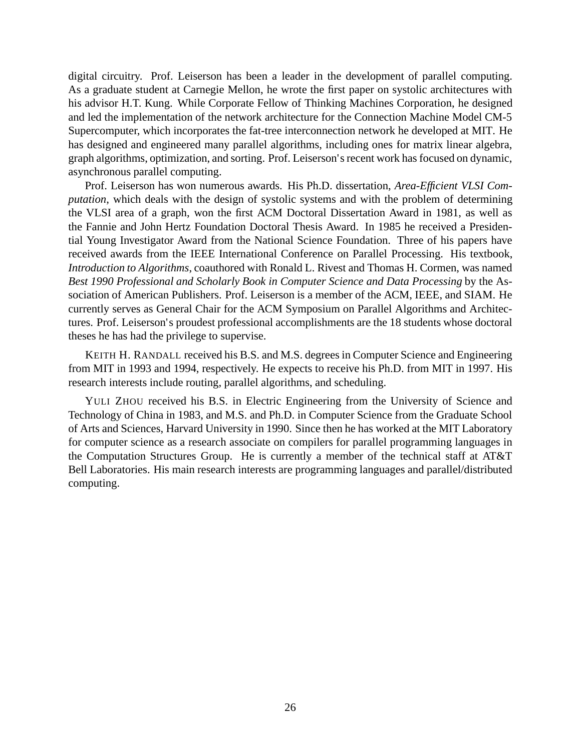digital circuitry. Prof. Leiserson has been a leader in the development of parallel computing. As a graduate student at Carnegie Mellon, he wrote the first paper on systolic architectures with his advisor H.T. Kung. While Corporate Fellow of Thinking Machines Corporation, he designed and led the implementation of the network architecture for the Connection Machine Model CM-5 Supercomputer, which incorporates the fat-tree interconnection network he developed at MIT. He has designed and engineered many parallel algorithms, including ones for matrix linear algebra, graph algorithms, optimization, and sorting. Prof. Leiserson's recent work has focused on dynamic, asynchronous parallel computing.

Prof. Leiserson has won numerous awards. His Ph.D. dissertation, *Area-Efficient VLSI Computation*, which deals with the design of systolic systems and with the problem of determining the VLSI area of a graph, won the first ACM Doctoral Dissertation Award in 1981, as well as the Fannie and John Hertz Foundation Doctoral Thesis Award. In 1985 he received a Presidential Young Investigator Award from the National Science Foundation. Three of his papers have received awards from the IEEE International Conference on Parallel Processing. His textbook, *Introduction to Algorithms*, coauthored with Ronald L. Rivest and Thomas H. Cormen, was named *Best 1990 Professional and Scholarly Book in Computer Science and Data Processing* by the Association of American Publishers. Prof. Leiserson is a member of the ACM, IEEE, and SIAM. He currently serves as General Chair for the ACM Symposium on Parallel Algorithms and Architectures. Prof. Leiserson's proudest professional accomplishments are the 18 students whose doctoral theses he has had the privilege to supervise.

KEITH H. RANDALL received his B.S. and M.S. degrees in Computer Science and Engineering from MIT in 1993 and 1994, respectively. He expects to receive his Ph.D. from MIT in 1997. His research interests include routing, parallel algorithms, and scheduling.

YULI ZHOU received his B.S. in Electric Engineering from the University of Science and Technology of China in 1983, and M.S. and Ph.D. in Computer Science from the Graduate School of Arts and Sciences, Harvard University in 1990. Since then he has worked at the MIT Laboratory for computer science as a research associate on compilers for parallel programming languages in the Computation Structures Group. He is currently a member of the technical staff at AT&T Bell Laboratories. His main research interests are programming languages and parallel/distributed computing.